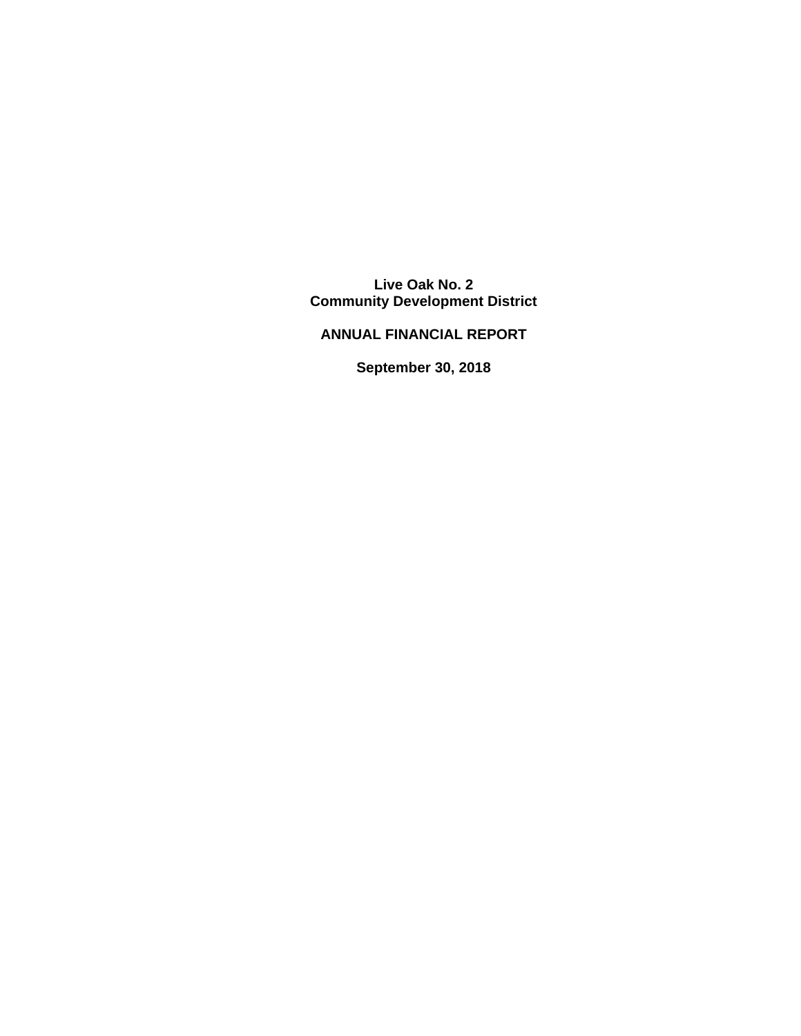# Live Oak No. 2
# Community Development District

## ANNUAL FINANCIAL REPORT

**September 30, 2018**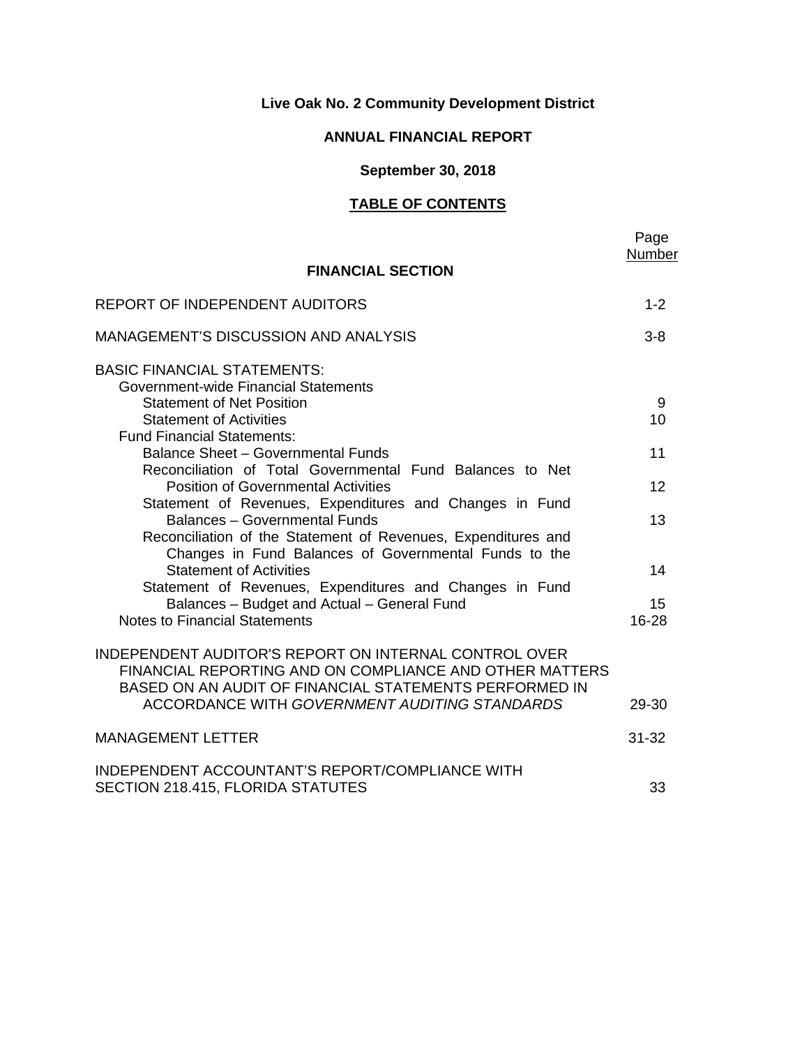# Live Oak No. 2 Community Development District

## ANNUAL FINANCIAL REPORT

### September 30, 2018

### TABLE OF CONTENTS

| | Page Number |
|---|---|
| **FINANCIAL SECTION** | |
| REPORT OF INDEPENDENT AUDITORS | 1-2 |
| MANAGEMENT'S DISCUSSION AND ANALYSIS | 3-8 |
| BASIC FINANCIAL STATEMENTS: | |
| Government-wide Financial Statements | |
| Statement of Net Position | 9 |
| Statement of Activities | 10 |
| Fund Financial Statements: | |
| Balance Sheet – Governmental Funds | 11 |
| Reconciliation of Total Governmental Fund Balances to Net Position of Governmental Activities | 12 |
| Statement of Revenues, Expenditures and Changes in Fund Balances – Governmental Funds | 13 |
| Reconciliation of the Statement of Revenues, Expenditures and Changes in Fund Balances of Governmental Funds to the Statement of Activities | 14 |
| Statement of Revenues, Expenditures and Changes in Fund Balances – Budget and Actual – General Fund | 15 |
| Notes to Financial Statements | 16-28 |
| INDEPENDENT AUDITOR'S REPORT ON INTERNAL CONTROL OVER FINANCIAL REPORTING AND ON COMPLIANCE AND OTHER MATTERS BASED ON AN AUDIT OF FINANCIAL STATEMENTS PERFORMED IN ACCORDANCE WITH *GOVERNMENT AUDITING STANDARDS* | 29-30 |
| MANAGEMENT LETTER | 31-32 |
| INDEPENDENT ACCOUNTANT'S REPORT/COMPLIANCE WITH SECTION 218.415, FLORIDA STATUTES | 33 |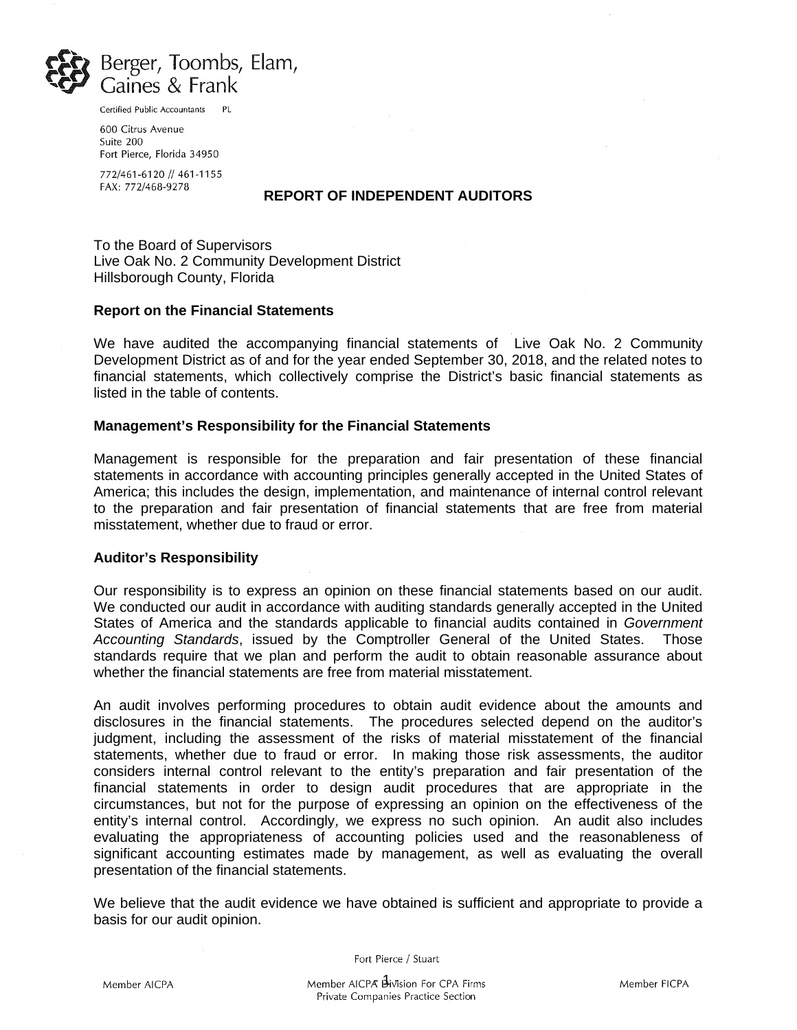Berger, Toombs, Elam, Gaines & Frank

Certified Public Accountants PL

600 Citrus Avenue
Suite 200
Fort Pierce, Florida 34950

772/461-6120 // 461-1155
FAX: 772/468-9278

## REPORT OF INDEPENDENT AUDITORS

To the Board of Supervisors
Live Oak No. 2 Community Development District
Hillsborough County, Florida

**Report on the Financial Statements**

We have audited the accompanying financial statements of Live Oak No. 2 Community Development District as of and for the year ended September 30, 2018, and the related notes to financial statements, which collectively comprise the District's basic financial statements as listed in the table of contents.

**Management's Responsibility for the Financial Statements**

Management is responsible for the preparation and fair presentation of these financial statements in accordance with accounting principles generally accepted in the United States of America; this includes the design, implementation, and maintenance of internal control relevant to the preparation and fair presentation of financial statements that are free from material misstatement, whether due to fraud or error.

**Auditor's Responsibility**

Our responsibility is to express an opinion on these financial statements based on our audit. We conducted our audit in accordance with auditing standards generally accepted in the United States of America and the standards applicable to financial audits contained in *Government Accounting Standards*, issued by the Comptroller General of the United States. Those standards require that we plan and perform the audit to obtain reasonable assurance about whether the financial statements are free from material misstatement.

An audit involves performing procedures to obtain audit evidence about the amounts and disclosures in the financial statements. The procedures selected depend on the auditor's judgment, including the assessment of the risks of material misstatement of the financial statements, whether due to fraud or error. In making those risk assessments, the auditor considers internal control relevant to the entity's preparation and fair presentation of the financial statements in order to design audit procedures that are appropriate in the circumstances, but not for the purpose of expressing an opinion on the effectiveness of the entity's internal control. Accordingly, we express no such opinion. An audit also includes evaluating the appropriateness of accounting policies used and the reasonableness of significant accounting estimates made by management, as well as evaluating the overall presentation of the financial statements.

We believe that the audit evidence we have obtained is sufficient and appropriate to provide a basis for our audit opinion.

Fort Pierce / Stuart

Member AICPA | Member AICPA Division For CPA Firms Private Companies Practice Section | Member FICPA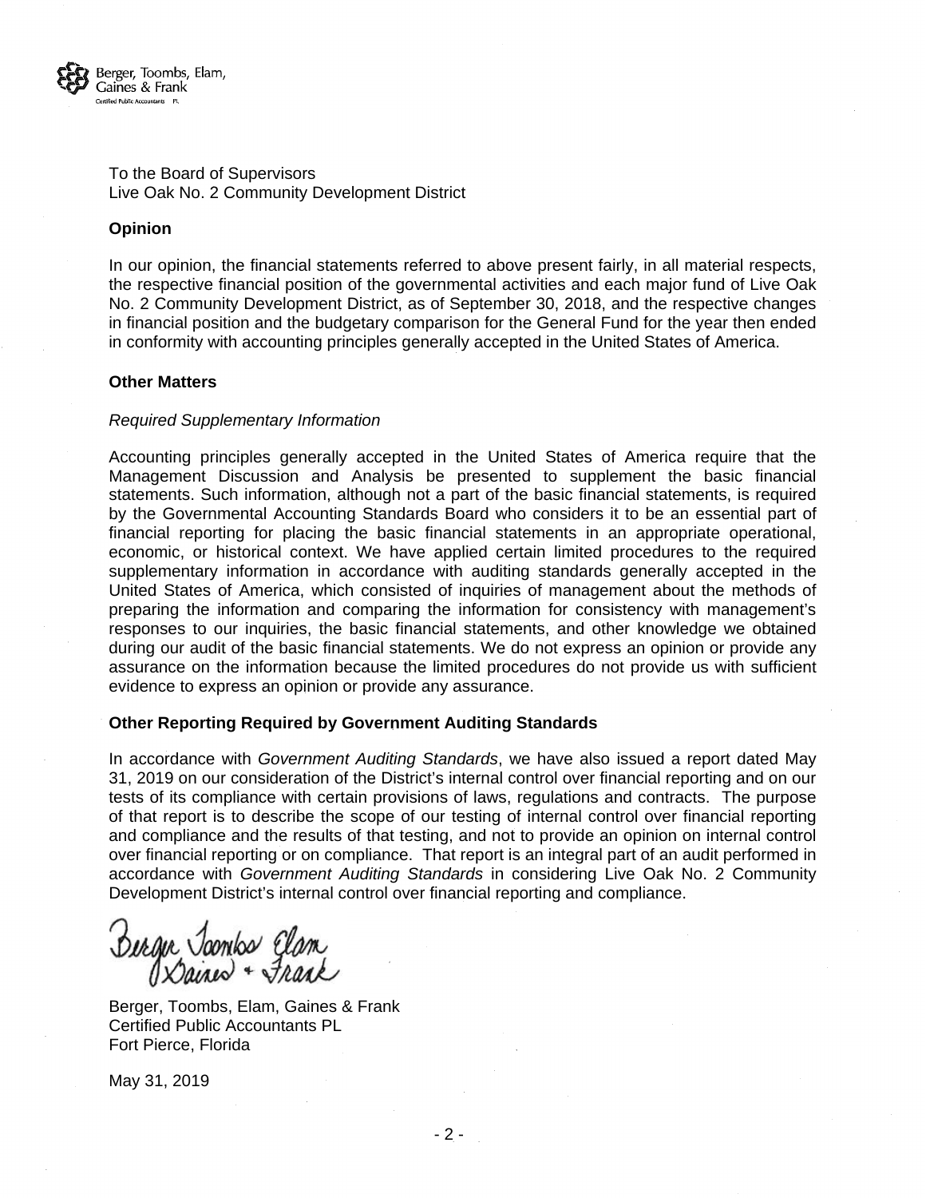Berger, Toombs, Elam, Gaines & Frank
Certified Public Accountants PL

To the Board of Supervisors
Live Oak No. 2 Community Development District

**Opinion**

In our opinion, the financial statements referred to above present fairly, in all material respects, the respective financial position of the governmental activities and each major fund of Live Oak No. 2 Community Development District, as of September 30, 2018, and the respective changes in financial position and the budgetary comparison for the General Fund for the year then ended in conformity with accounting principles generally accepted in the United States of America.

**Other Matters**

*Required Supplementary Information*

Accounting principles generally accepted in the United States of America require that the Management Discussion and Analysis be presented to supplement the basic financial statements. Such information, although not a part of the basic financial statements, is required by the Governmental Accounting Standards Board who considers it to be an essential part of financial reporting for placing the basic financial statements in an appropriate operational, economic, or historical context. We have applied certain limited procedures to the required supplementary information in accordance with auditing standards generally accepted in the United States of America, which consisted of inquiries of management about the methods of preparing the information and comparing the information for consistency with management's responses to our inquiries, the basic financial statements, and other knowledge we obtained during our audit of the basic financial statements. We do not express an opinion or provide any assurance on the information because the limited procedures do not provide us with sufficient evidence to express an opinion or provide any assurance.

**Other Reporting Required by Government Auditing Standards**

In accordance with *Government Auditing Standards*, we have also issued a report dated May 31, 2019 on our consideration of the District's internal control over financial reporting and on our tests of its compliance with certain provisions of laws, regulations and contracts. The purpose of that report is to describe the scope of our testing of internal control over financial reporting and compliance and the results of that testing, and not to provide an opinion on internal control over financial reporting or on compliance. That report is an integral part of an audit performed in accordance with *Government Auditing Standards* in considering Live Oak No. 2 Community Development District's internal control over financial reporting and compliance.

Berger, Toombs, Elam, Gaines & Frank
Certified Public Accountants PL
Fort Pierce, Florida

May 31, 2019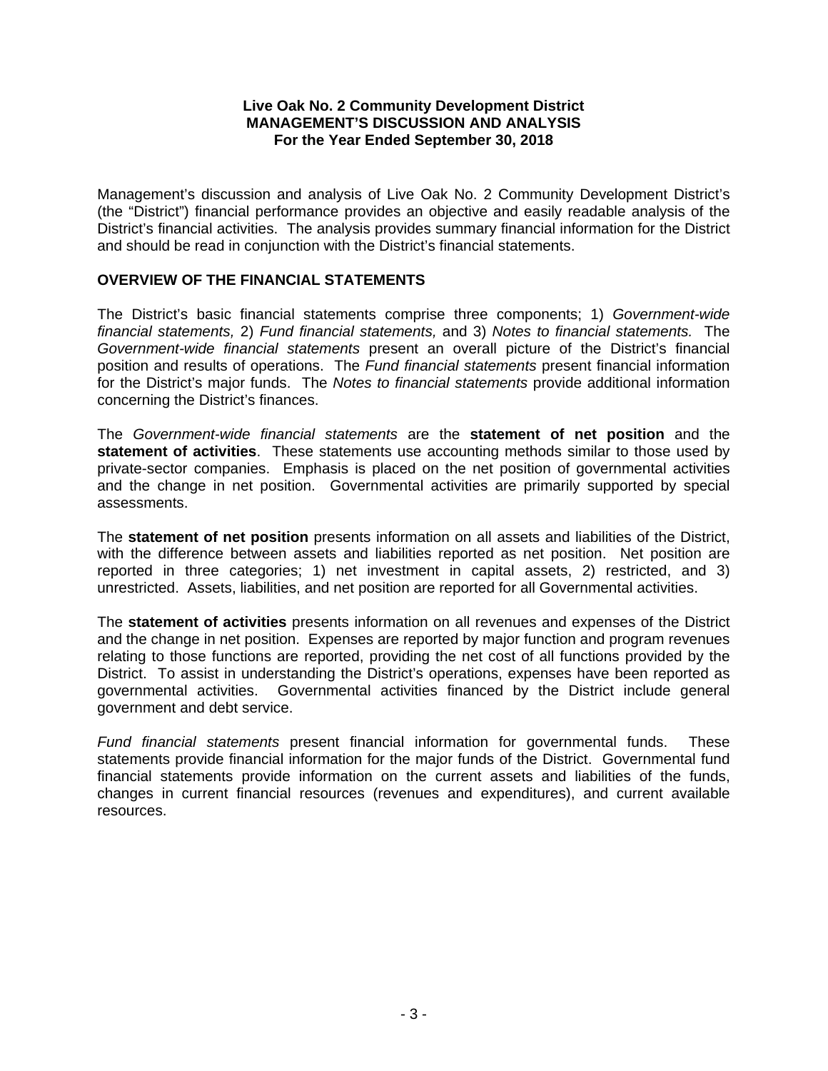**Live Oak No. 2 Community Development District**
**MANAGEMENT'S DISCUSSION AND ANALYSIS**
**For the Year Ended September 30, 2018**

Management's discussion and analysis of Live Oak No. 2 Community Development District's (the "District") financial performance provides an objective and easily readable analysis of the District's financial activities. The analysis provides summary financial information for the District and should be read in conjunction with the District's financial statements.

## OVERVIEW OF THE FINANCIAL STATEMENTS

The District's basic financial statements comprise three components; 1) *Government-wide financial statements,* 2) *Fund financial statements,* and 3) *Notes to financial statements.* The *Government-wide financial statements* present an overall picture of the District's financial position and results of operations. The *Fund financial statements* present financial information for the District's major funds. The *Notes to financial statements* provide additional information concerning the District's finances.

The *Government-wide financial statements* are the **statement of net position** and the **statement of activities**. These statements use accounting methods similar to those used by private-sector companies. Emphasis is placed on the net position of governmental activities and the change in net position. Governmental activities are primarily supported by special assessments.

The **statement of net position** presents information on all assets and liabilities of the District, with the difference between assets and liabilities reported as net position. Net position are reported in three categories; 1) net investment in capital assets, 2) restricted, and 3) unrestricted. Assets, liabilities, and net position are reported for all Governmental activities.

The **statement of activities** presents information on all revenues and expenses of the District and the change in net position. Expenses are reported by major function and program revenues relating to those functions are reported, providing the net cost of all functions provided by the District. To assist in understanding the District's operations, expenses have been reported as governmental activities. Governmental activities financed by the District include general government and debt service.

*Fund financial statements* present financial information for governmental funds. These statements provide financial information for the major funds of the District. Governmental fund financial statements provide information on the current assets and liabilities of the funds, changes in current financial resources (revenues and expenditures), and current available resources.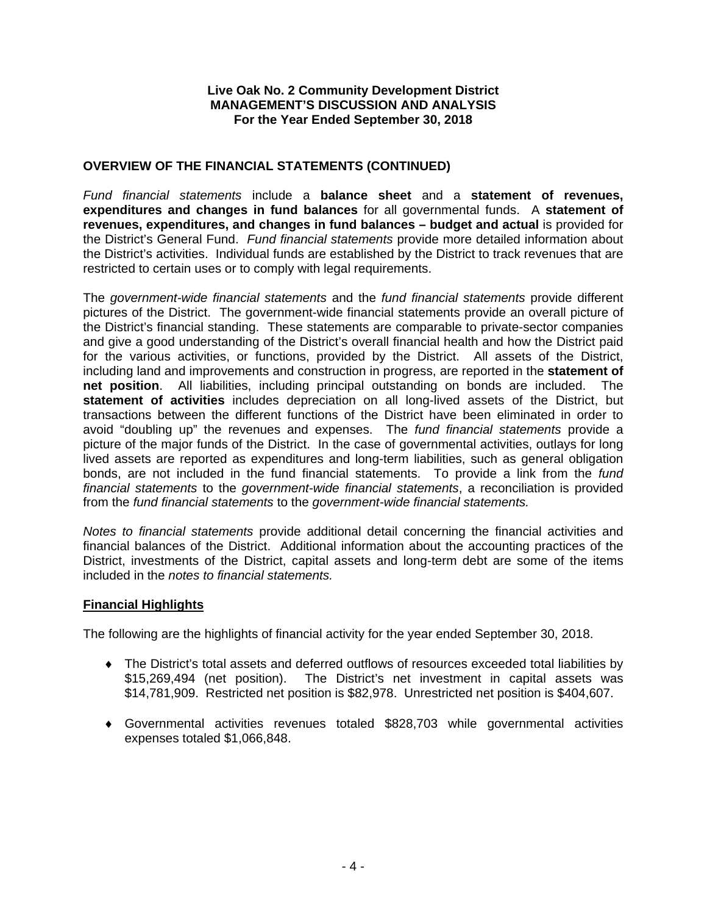**Live Oak No. 2 Community Development District**
**MANAGEMENT'S DISCUSSION AND ANALYSIS**
**For the Year Ended September 30, 2018**

## OVERVIEW OF THE FINANCIAL STATEMENTS (CONTINUED)

*Fund financial statements* include a **balance sheet** and a **statement of revenues, expenditures and changes in fund balances** for all governmental funds. A **statement of revenues, expenditures, and changes in fund balances – budget and actual** is provided for the District's General Fund. *Fund financial statements* provide more detailed information about the District's activities. Individual funds are established by the District to track revenues that are restricted to certain uses or to comply with legal requirements.

The *government-wide financial statements* and the *fund financial statements* provide different pictures of the District. The government-wide financial statements provide an overall picture of the District's financial standing. These statements are comparable to private-sector companies and give a good understanding of the District's overall financial health and how the District paid for the various activities, or functions, provided by the District. All assets of the District, including land and improvements and construction in progress, are reported in the **statement of net position**. All liabilities, including principal outstanding on bonds are included. The **statement of activities** includes depreciation on all long-lived assets of the District, but transactions between the different functions of the District have been eliminated in order to avoid "doubling up" the revenues and expenses. The *fund financial statements* provide a picture of the major funds of the District. In the case of governmental activities, outlays for long lived assets are reported as expenditures and long-term liabilities, such as general obligation bonds, are not included in the fund financial statements. To provide a link from the *fund financial statements* to the *government-wide financial statements*, a reconciliation is provided from the *fund financial statements* to the *government-wide financial statements.*

*Notes to financial statements* provide additional detail concerning the financial activities and financial balances of the District. Additional information about the accounting practices of the District, investments of the District, capital assets and long-term debt are some of the items included in the *notes to financial statements.*

### Financial Highlights

The following are the highlights of financial activity for the year ended September 30, 2018.

- The District's total assets and deferred outflows of resources exceeded total liabilities by $15,269,494 (net position). The District's net investment in capital assets was $14,781,909. Restricted net position is $82,978. Unrestricted net position is $404,607.

- Governmental activities revenues totaled $828,703 while governmental activities expenses totaled $1,066,848.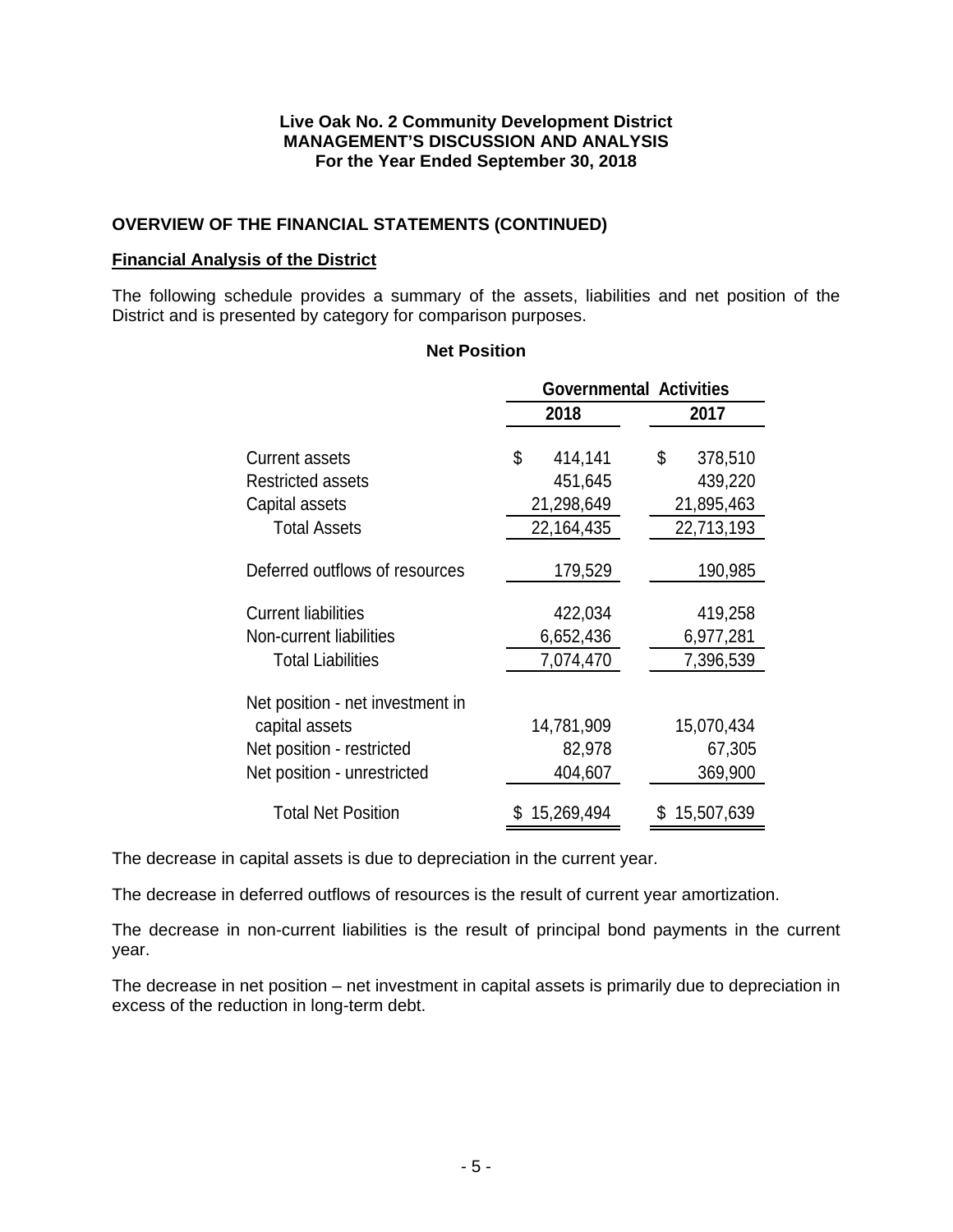**Live Oak No. 2 Community Development District**
**MANAGEMENT'S DISCUSSION AND ANALYSIS**
**For the Year Ended September 30, 2018**

## OVERVIEW OF THE FINANCIAL STATEMENTS (CONTINUED)

### Financial Analysis of the District

The following schedule provides a summary of the assets, liabilities and net position of the District and is presented by category for comparison purposes.

**Net Position**

| | Governmental Activities | |
|---|---|---|
| | 2018 | 2017 |
| Current assets | $ 414,141 | $ 378,510 |
| Restricted assets | 451,645 | 439,220 |
| Capital assets | 21,298,649 | 21,895,463 |
| Total Assets | 22,164,435 | 22,713,193 |
| Deferred outflows of resources | 179,529 | 190,985 |
| Current liabilities | 422,034 | 419,258 |
| Non-current liabilities | 6,652,436 | 6,977,281 |
| Total Liabilities | 7,074,470 | 7,396,539 |
| Net position - net investment in capital assets | 14,781,909 | 15,070,434 |
| Net position - restricted | 82,978 | 67,305 |
| Net position - unrestricted | 404,607 | 369,900 |
| Total Net Position | $ 15,269,494 | $ 15,507,639 |

The decrease in capital assets is due to depreciation in the current year.

The decrease in deferred outflows of resources is the result of current year amortization.

The decrease in non-current liabilities is the result of principal bond payments in the current year.

The decrease in net position – net investment in capital assets is primarily due to depreciation in excess of the reduction in long-term debt.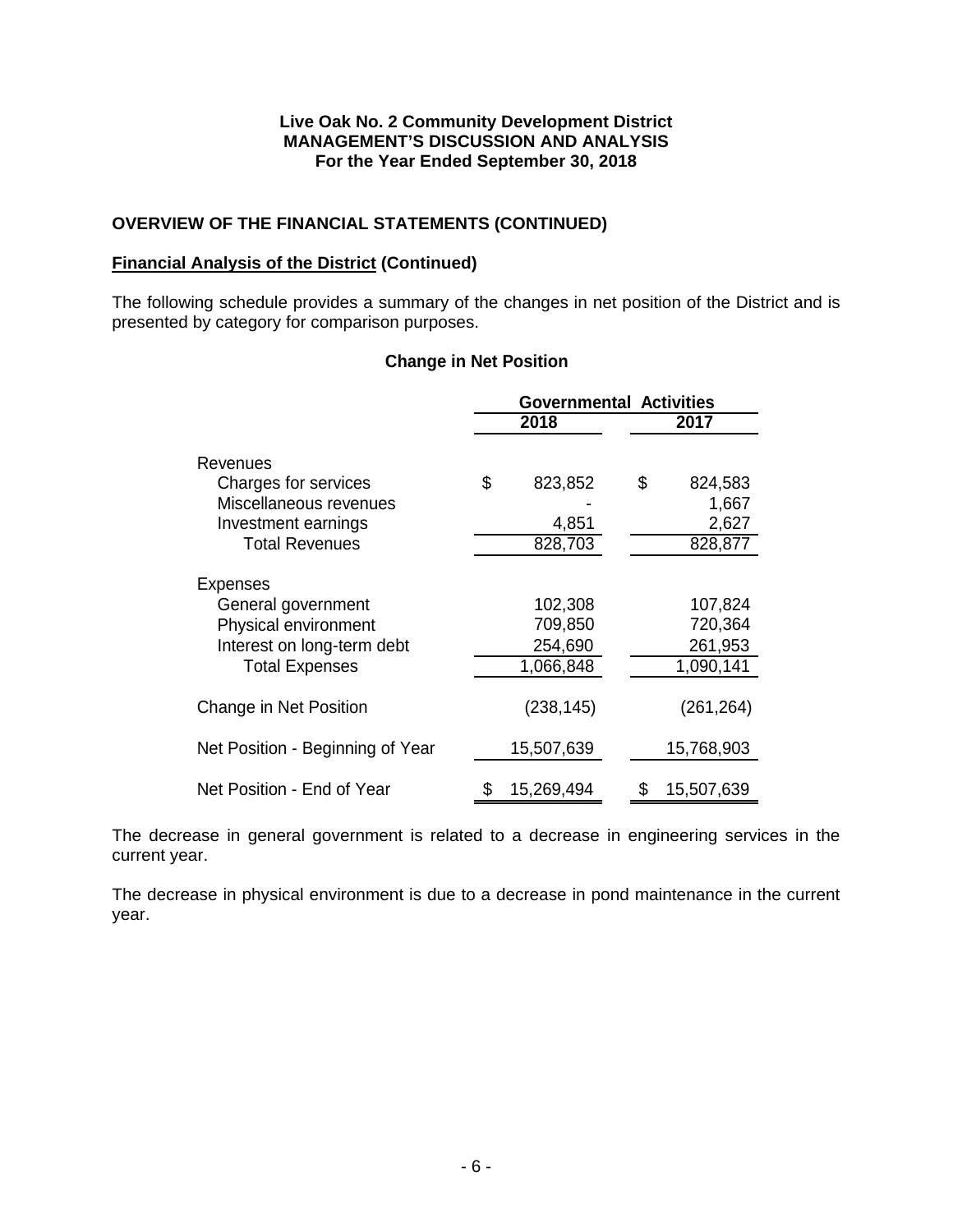**Live Oak No. 2 Community Development District**
**MANAGEMENT'S DISCUSSION AND ANALYSIS**
**For the Year Ended September 30, 2018**

## OVERVIEW OF THE FINANCIAL STATEMENTS (CONTINUED)

### Financial Analysis of the District (Continued)

The following schedule provides a summary of the changes in net position of the District and is presented by category for comparison purposes.

**Change in Net Position**

| | Governmental Activities | |
|---|---|---|
| | 2018 | 2017 |
| Revenues | | |
| Charges for services | $ 823,852 | $ 824,583 |
| Miscellaneous revenues | - | 1,667 |
| Investment earnings | 4,851 | 2,627 |
| Total Revenues | 828,703 | 828,877 |
| Expenses | | |
| General government | 102,308 | 107,824 |
| Physical environment | 709,850 | 720,364 |
| Interest on long-term debt | 254,690 | 261,953 |
| Total Expenses | 1,066,848 | 1,090,141 |
| Change in Net Position | (238,145) | (261,264) |
| Net Position - Beginning of Year | 15,507,639 | 15,768,903 |
| Net Position - End of Year | $ 15,269,494 | $ 15,507,639 |

The decrease in general government is related to a decrease in engineering services in the current year.

The decrease in physical environment is due to a decrease in pond maintenance in the current year.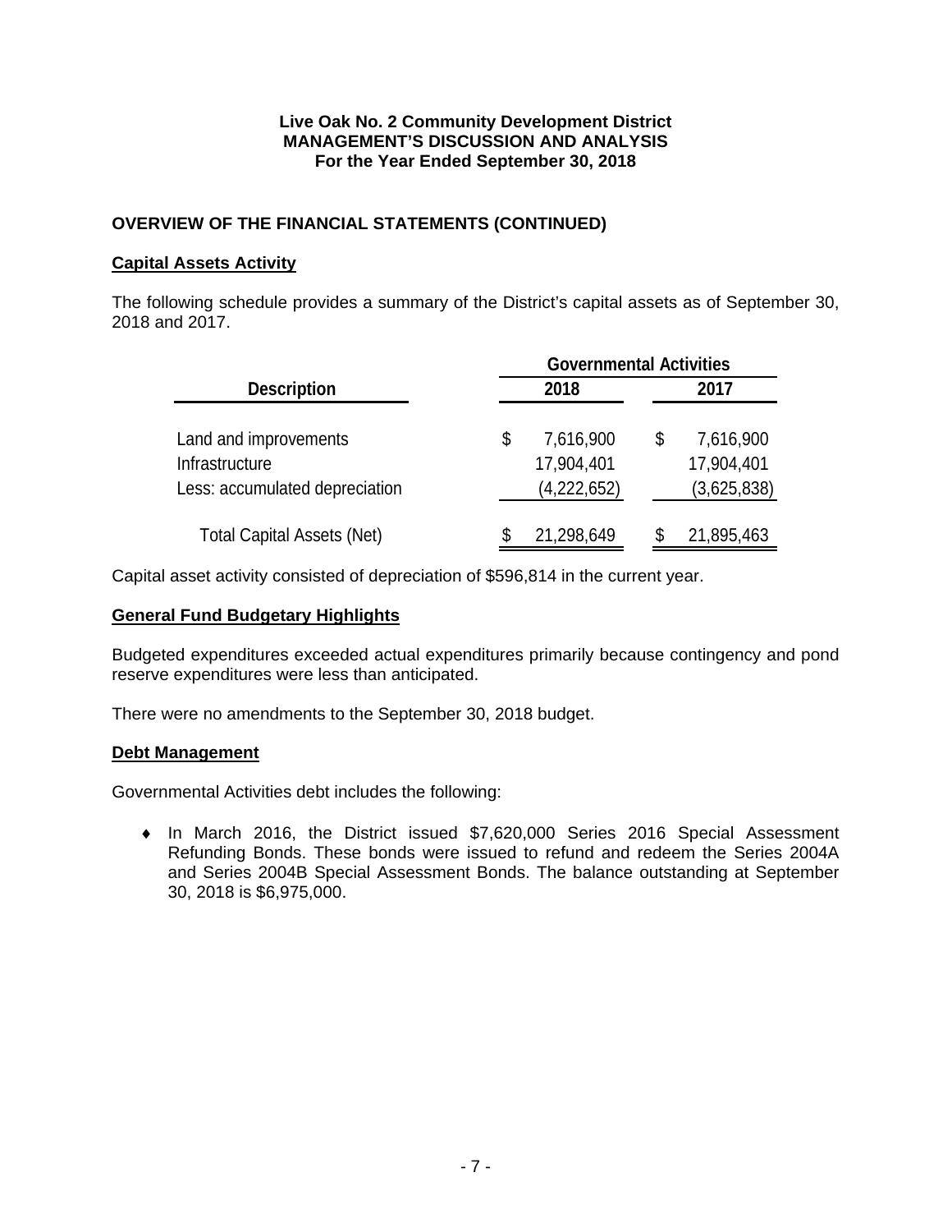**Live Oak No. 2 Community Development District**
**MANAGEMENT'S DISCUSSION AND ANALYSIS**
**For the Year Ended September 30, 2018**

## OVERVIEW OF THE FINANCIAL STATEMENTS (CONTINUED)

### Capital Assets Activity

The following schedule provides a summary of the District's capital assets as of September 30, 2018 and 2017.

| | Governmental Activities | |
|---|---|---|
| Description | 2018 | 2017 |
| Land and improvements | $ 7,616,900 | $ 7,616,900 |
| Infrastructure | 17,904,401 | 17,904,401 |
| Less: accumulated depreciation | (4,222,652) | (3,625,838) |
| Total Capital Assets (Net) | $ 21,298,649 | $ 21,895,463 |

Capital asset activity consisted of depreciation of $596,814 in the current year.

### General Fund Budgetary Highlights

Budgeted expenditures exceeded actual expenditures primarily because contingency and pond reserve expenditures were less than anticipated.

There were no amendments to the September 30, 2018 budget.

### Debt Management

Governmental Activities debt includes the following:

- In March 2016, the District issued $7,620,000 Series 2016 Special Assessment Refunding Bonds. These bonds were issued to refund and redeem the Series 2004A and Series 2004B Special Assessment Bonds. The balance outstanding at September 30, 2018 is $6,975,000.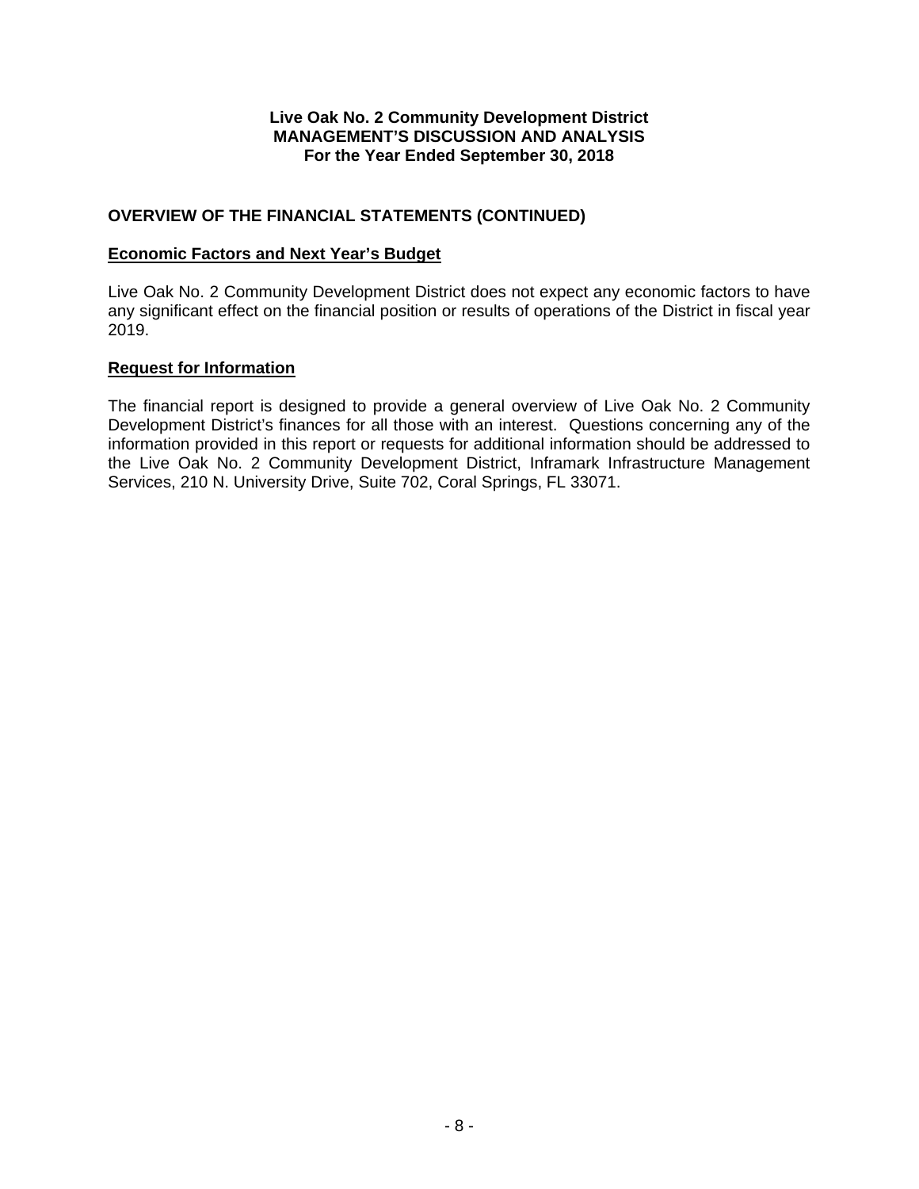**Live Oak No. 2 Community Development District**
**MANAGEMENT'S DISCUSSION AND ANALYSIS**
**For the Year Ended September 30, 2018**

## OVERVIEW OF THE FINANCIAL STATEMENTS (CONTINUED)

### Economic Factors and Next Year's Budget

Live Oak No. 2 Community Development District does not expect any economic factors to have any significant effect on the financial position or results of operations of the District in fiscal year 2019.

### Request for Information

The financial report is designed to provide a general overview of Live Oak No. 2 Community Development District's finances for all those with an interest. Questions concerning any of the information provided in this report or requests for additional information should be addressed to the Live Oak No. 2 Community Development District, Inframark Infrastructure Management Services, 210 N. University Drive, Suite 702, Coral Springs, FL 33071.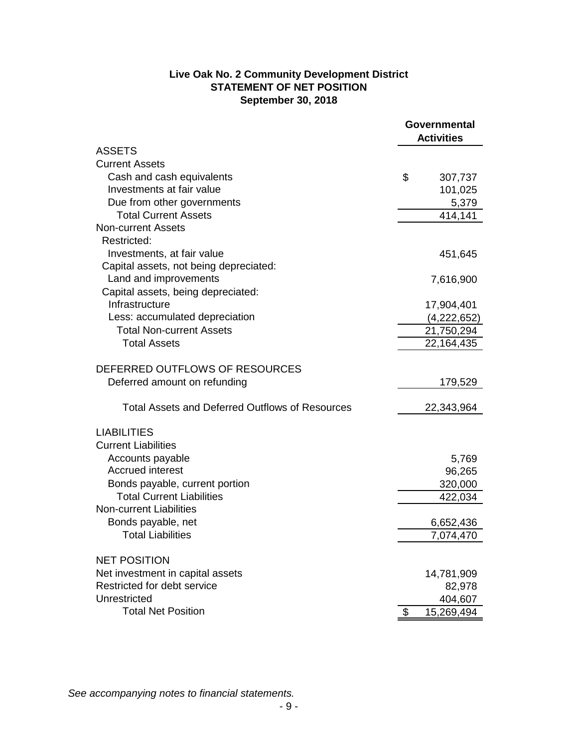**Live Oak No. 2 Community Development District**
**STATEMENT OF NET POSITION**
**September 30, 2018**

| | Governmental Activities |
|---|---|
| ASSETS | |
| Current Assets | |
| Cash and cash equivalents | $ 307,737 |
| Investments at fair value | 101,025 |
| Due from other governments | 5,379 |
| Total Current Assets | 414,141 |
| Non-current Assets | |
| Restricted: | |
| Investments, at fair value | 451,645 |
| Capital assets, not being depreciated: | |
| Land and improvements | 7,616,900 |
| Capital assets, being depreciated: | |
| Infrastructure | 17,904,401 |
| Less: accumulated depreciation | (4,222,652) |
| Total Non-current Assets | 21,750,294 |
| Total Assets | 22,164,435 |
| DEFERRED OUTFLOWS OF RESOURCES | |
| Deferred amount on refunding | 179,529 |
| Total Assets and Deferred Outflows of Resources | 22,343,964 |
| LIABILITIES | |
| Current Liabilities | |
| Accounts payable | 5,769 |
| Accrued interest | 96,265 |
| Bonds payable, current portion | 320,000 |
| Total Current Liabilities | 422,034 |
| Non-current Liabilities | |
| Bonds payable, net | 6,652,436 |
| Total Liabilities | 7,074,470 |
| NET POSITION | |
| Net investment in capital assets | 14,781,909 |
| Restricted for debt service | 82,978 |
| Unrestricted | 404,607 |
| Total Net Position | $ 15,269,494 |

*See accompanying notes to financial statements.*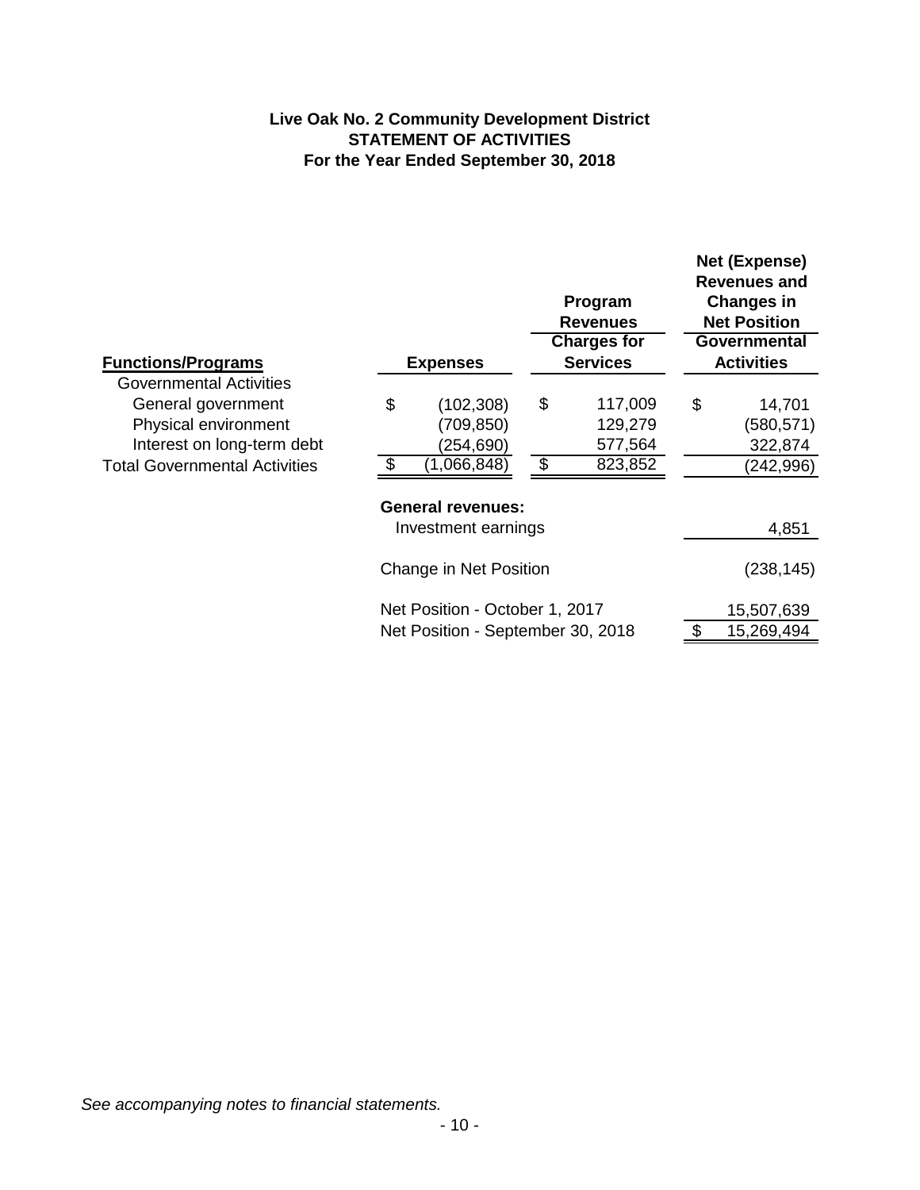**Live Oak No. 2 Community Development District**
**STATEMENT OF ACTIVITIES**
**For the Year Ended September 30, 2018**

| Functions/Programs | Expenses | Program Revenues Charges for Services | Net (Expense) Revenues and Changes in Net Position Governmental Activities |
|---|---|---|---|
| Governmental Activities | | | |
| General government | $ (102,308) | $ 117,009 | $ 14,701 |
| Physical environment | (709,850) | 129,279 | (580,571) |
| Interest on long-term debt | (254,690) | 577,564 | 322,874 |
| Total Governmental Activities | $ (1,066,848) | $ 823,852 | (242,996) |
| | **General revenues:** | | |
| | Investment earnings | | 4,851 |
| | Change in Net Position | | (238,145) |
| | Net Position - October 1, 2017 | | 15,507,639 |
| | Net Position - September 30, 2018 | | $ 15,269,494 |

*See accompanying notes to financial statements.*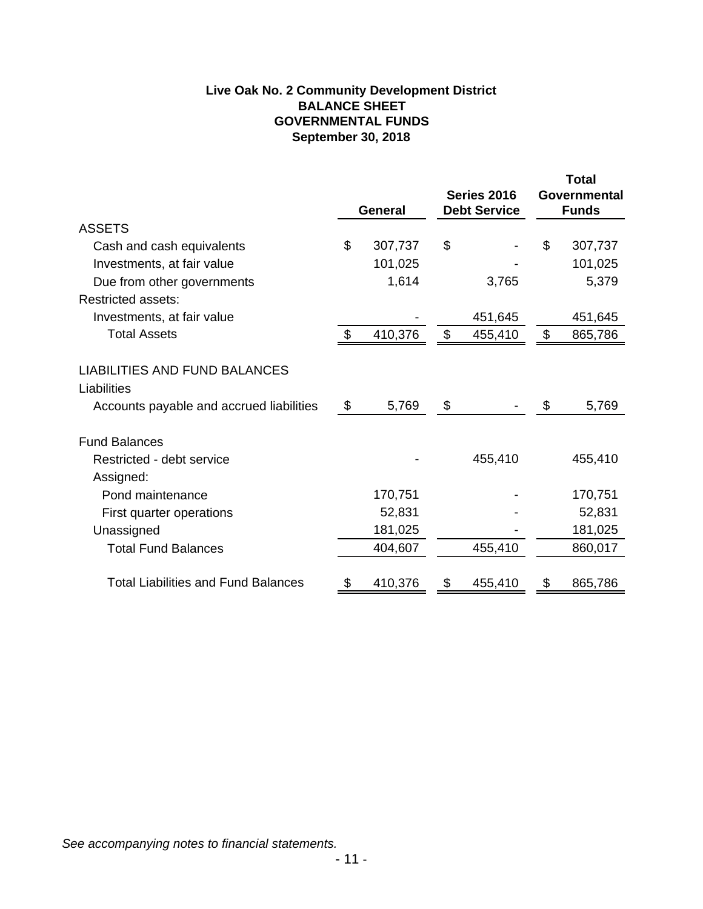**Live Oak No. 2 Community Development District**
**BALANCE SHEET**
**GOVERNMENTAL FUNDS**
**September 30, 2018**

| | General | Series 2016 Debt Service | Total Governmental Funds |
|---|---|---|---|
| ASSETS | | | |
| Cash and cash equivalents | $ 307,737 | $ - | $ 307,737 |
| Investments, at fair value | 101,025 | - | 101,025 |
| Due from other governments | 1,614 | 3,765 | 5,379 |
| Restricted assets: | | | |
| Investments, at fair value | - | 451,645 | 451,645 |
| Total Assets | $ 410,376 | $ 455,410 | $ 865,786 |
| LIABILITIES AND FUND BALANCES | | | |
| Liabilities | | | |
| Accounts payable and accrued liabilities | $ 5,769 | $ - | $ 5,769 |
| Fund Balances | | | |
| Restricted - debt service | - | 455,410 | 455,410 |
| Assigned: | | | |
| Pond maintenance | 170,751 | - | 170,751 |
| First quarter operations | 52,831 | - | 52,831 |
| Unassigned | 181,025 | - | 181,025 |
| Total Fund Balances | 404,607 | 455,410 | 860,017 |
| Total Liabilities and Fund Balances | $ 410,376 | $ 455,410 | $ 865,786 |

*See accompanying notes to financial statements.*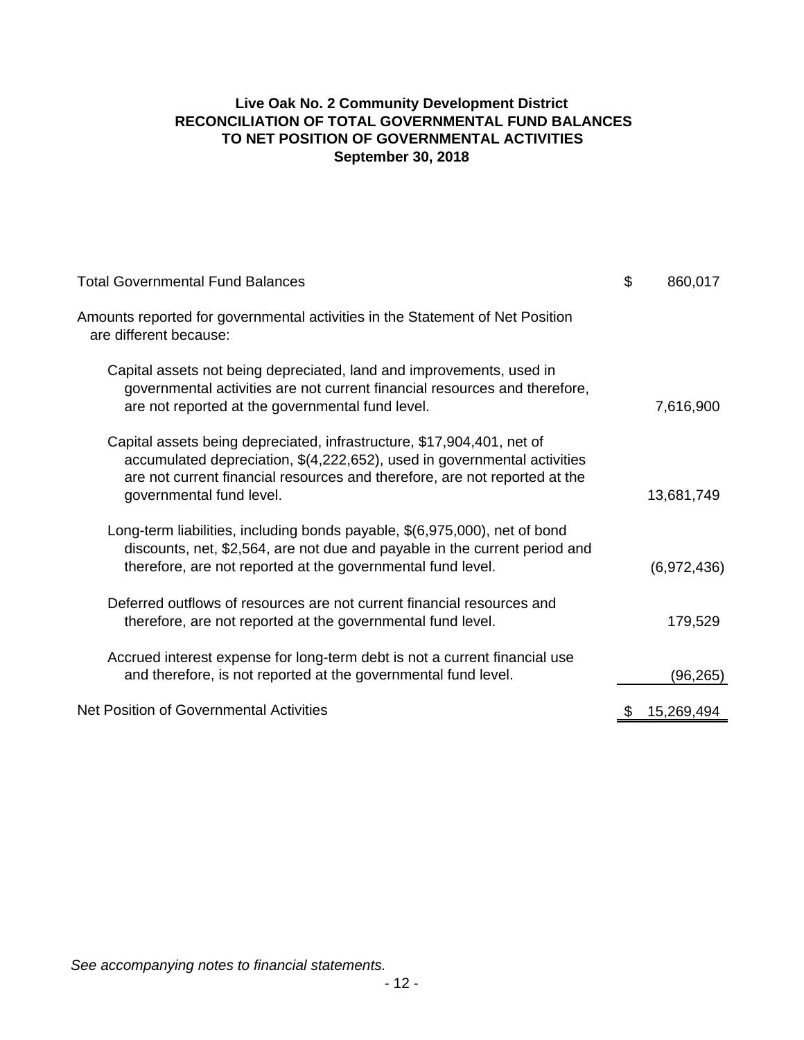**Live Oak No. 2 Community Development District**
**RECONCILIATION OF TOTAL GOVERNMENTAL FUND BALANCES**
**TO NET POSITION OF GOVERNMENTAL ACTIVITIES**
**September 30, 2018**

| | |
|---|---|
| Total Governmental Fund Balances | $ 860,017 |
| Amounts reported for governmental activities in the Statement of Net Position are different because: | |
| Capital assets not being depreciated, land and improvements, used in governmental activities are not current financial resources and therefore, are not reported at the governmental fund level. | 7,616,900 |
| Capital assets being depreciated, infrastructure, $17,904,401, net of accumulated depreciation, $(4,222,652), used in governmental activities are not current financial resources and therefore, are not reported at the governmental fund level. | 13,681,749 |
| Long-term liabilities, including bonds payable, $(6,975,000), net of bond discounts, net, $2,564, are not due and payable in the current period and therefore, are not reported at the governmental fund level. | (6,972,436) |
| Deferred outflows of resources are not current financial resources and therefore, are not reported at the governmental fund level. | 179,529 |
| Accrued interest expense for long-term debt is not a current financial use and therefore, is not reported at the governmental fund level. | (96,265) |
| Net Position of Governmental Activities | $ 15,269,494 |

*See accompanying notes to financial statements.*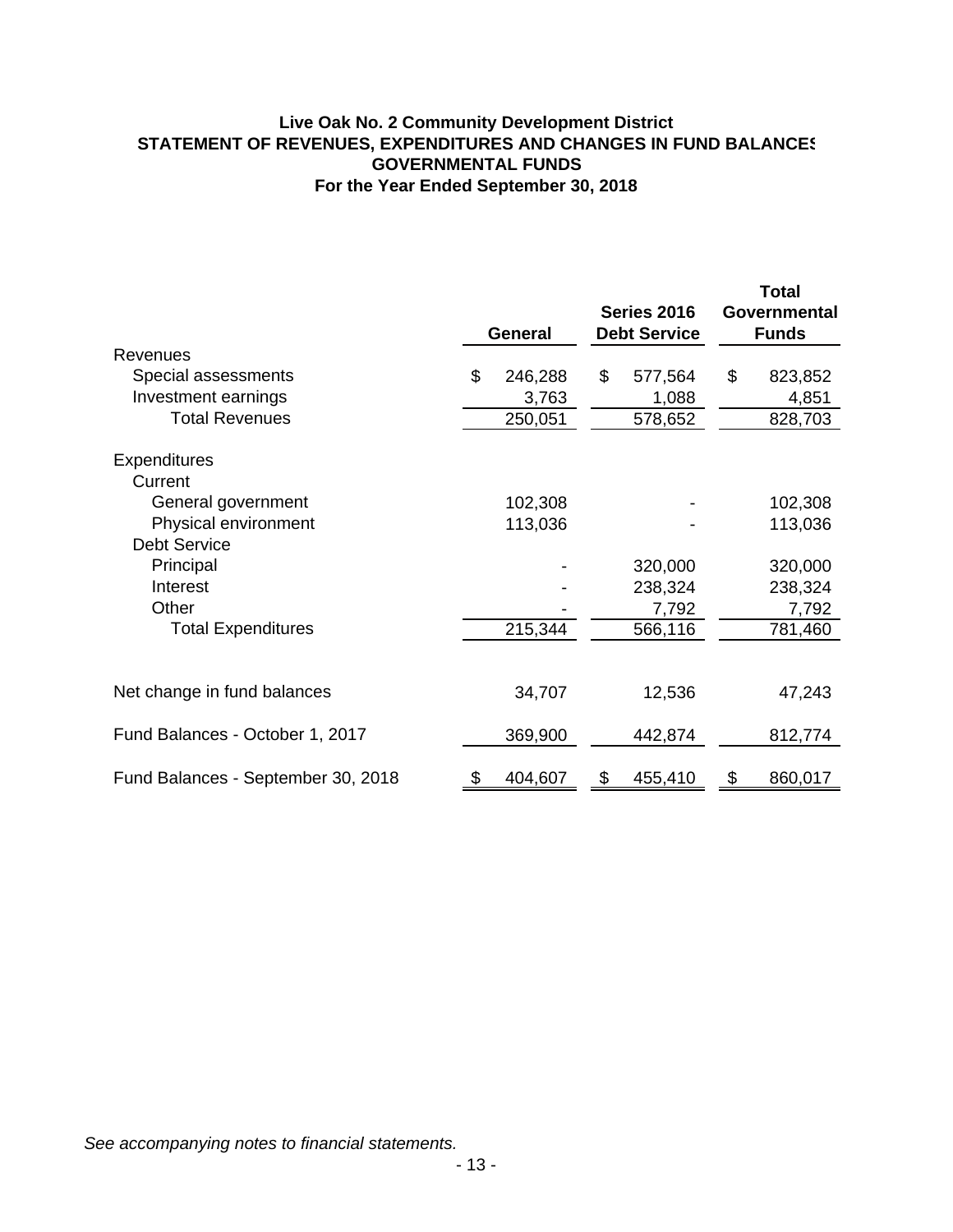## Live Oak No. 2 Community Development District
## STATEMENT OF REVENUES, EXPENDITURES AND CHANGES IN FUND BALANCES
## GOVERNMENTAL FUNDS
## For the Year Ended September 30, 2018

| | General | Series 2016 Debt Service | Total Governmental Funds |
|---|---|---|---|
| Revenues | | | |
| Special assessments | $ 246,288 | $ 577,564 | $ 823,852 |
| Investment earnings | 3,763 | 1,088 | 4,851 |
| Total Revenues | 250,051 | 578,652 | 828,703 |
| Expenditures | | | |
| Current | | | |
| General government | 102,308 | - | 102,308 |
| Physical environment | 113,036 | - | 113,036 |
| Debt Service | | | |
| Principal | - | 320,000 | 320,000 |
| Interest | - | 238,324 | 238,324 |
| Other | - | 7,792 | 7,792 |
| Total Expenditures | 215,344 | 566,116 | 781,460 |
| Net change in fund balances | 34,707 | 12,536 | 47,243 |
| Fund Balances - October 1, 2017 | 369,900 | 442,874 | 812,774 |
| Fund Balances - September 30, 2018 | $ 404,607 | $ 455,410 | $ 860,017 |

*See accompanying notes to financial statements.*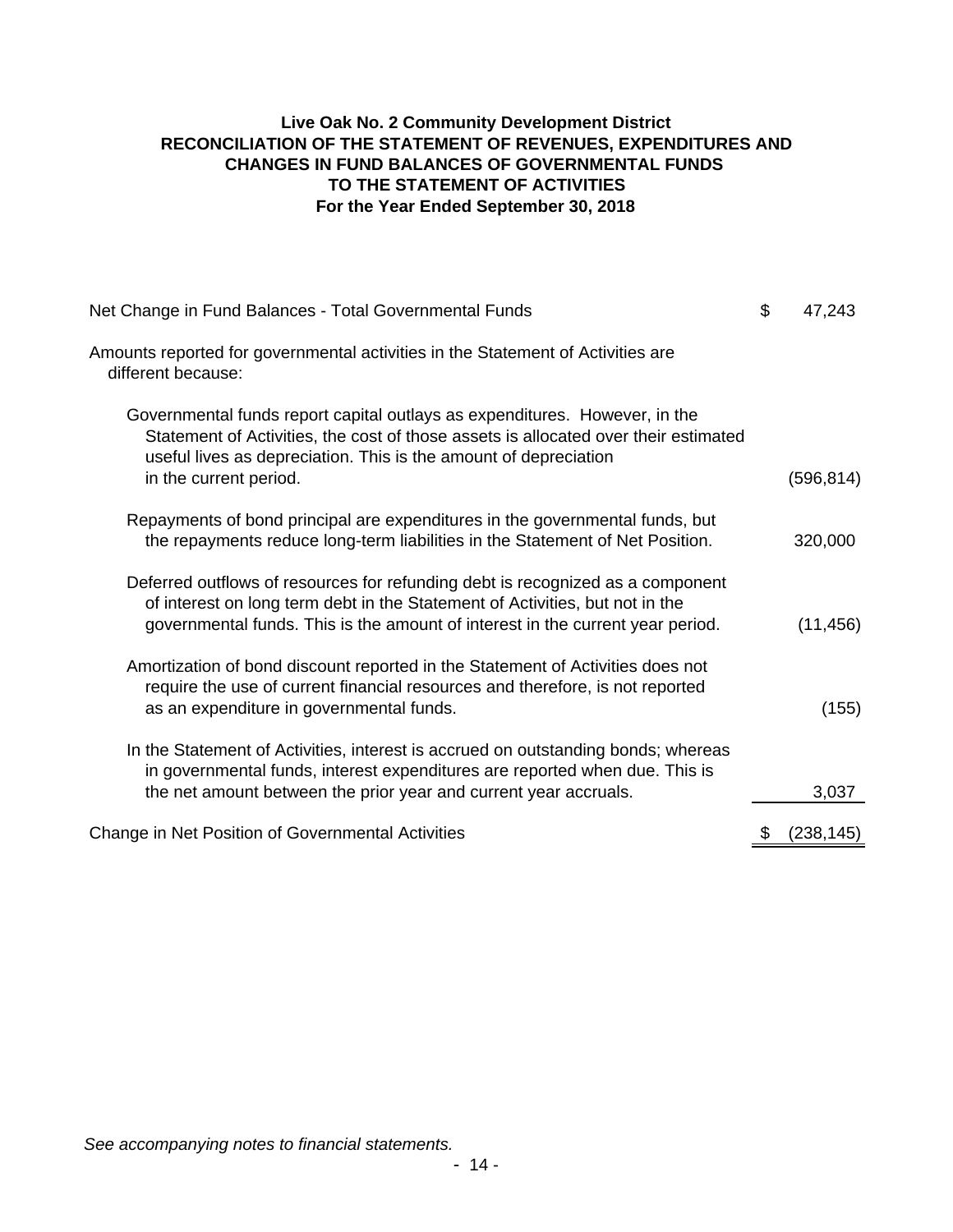# Live Oak No. 2 Community Development District
## RECONCILIATION OF THE STATEMENT OF REVENUES, EXPENDITURES AND CHANGES IN FUND BALANCES OF GOVERNMENTAL FUNDS TO THE STATEMENT OF ACTIVITIES
### For the Year Ended September 30, 2018

| | | |
|---|---|---|
| Net Change in Fund Balances - Total Governmental Funds | $ | 47,243 |
| Amounts reported for governmental activities in the Statement of Activities are different because: | | |
| Governmental funds report capital outlays as expenditures. However, in the Statement of Activities, the cost of those assets is allocated over their estimated useful lives as depreciation. This is the amount of depreciation in the current period. | | (596,814) |
| Repayments of bond principal are expenditures in the governmental funds, but the repayments reduce long-term liabilities in the Statement of Net Position. | | 320,000 |
| Deferred outflows of resources for refunding debt is recognized as a component of interest on long term debt in the Statement of Activities, but not in the governmental funds. This is the amount of interest in the current year period. | | (11,456) |
| Amortization of bond discount reported in the Statement of Activities does not require the use of current financial resources and therefore, is not reported as an expenditure in governmental funds. | | (155) |
| In the Statement of Activities, interest is accrued on outstanding bonds; whereas in governmental funds, interest expenditures are reported when due. This is the net amount between the prior year and current year accruals. | | 3,037 |
| Change in Net Position of Governmental Activities | $ | (238,145) |

*See accompanying notes to financial statements.*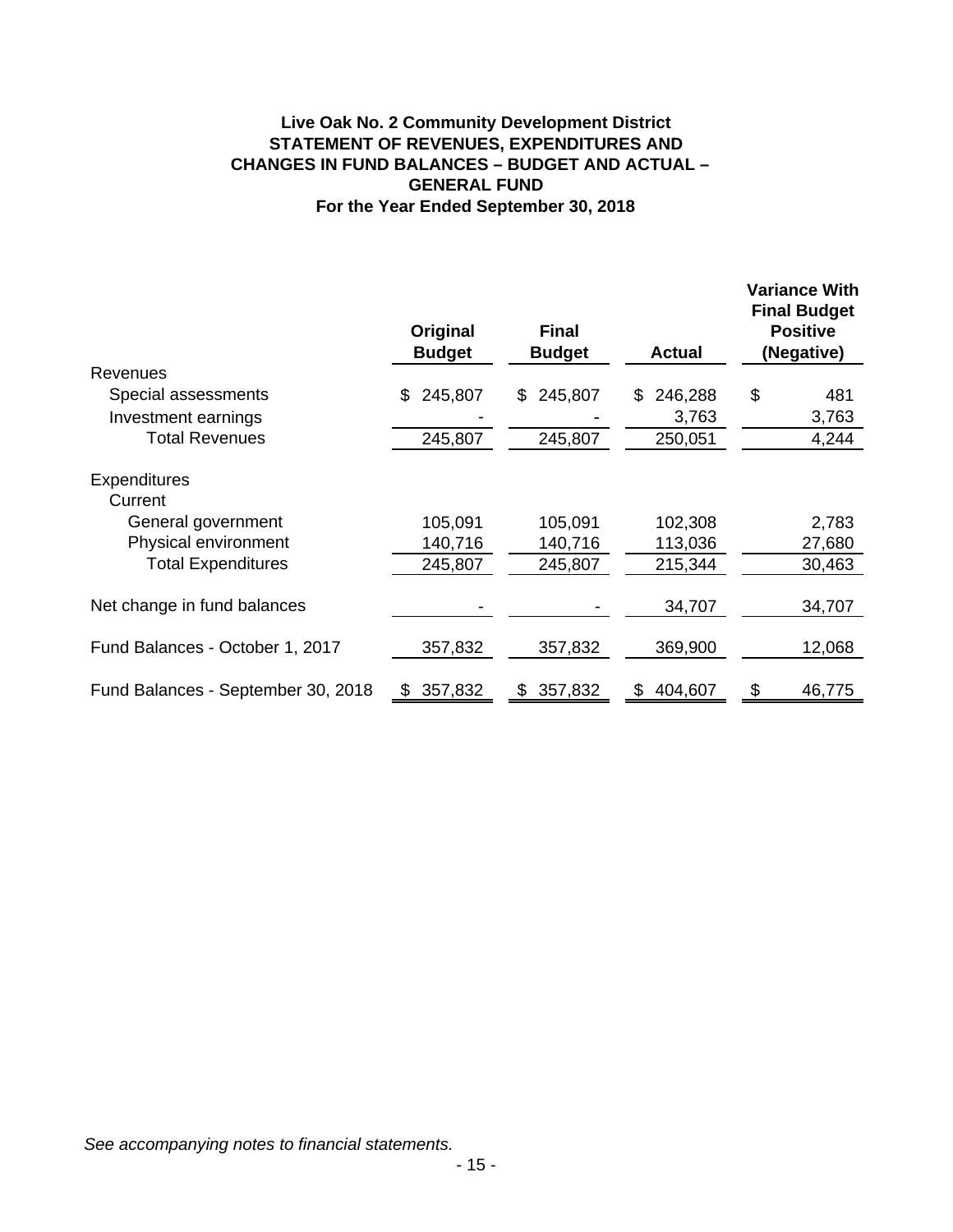**Live Oak No. 2 Community Development District**
**STATEMENT OF REVENUES, EXPENDITURES AND CHANGES IN FUND BALANCES – BUDGET AND ACTUAL – GENERAL FUND**
**For the Year Ended September 30, 2018**

| | Original Budget | Final Budget | Actual | Variance With Final Budget Positive (Negative) |
|---|---|---|---|---|
| Revenues | | | | |
| Special assessments | $ 245,807 | $ 245,807 | $ 246,288 | $ 481 |
| Investment earnings | - | - | 3,763 | 3,763 |
| Total Revenues | 245,807 | 245,807 | 250,051 | 4,244 |
| Expenditures | | | | |
| Current | | | | |
| General government | 105,091 | 105,091 | 102,308 | 2,783 |
| Physical environment | 140,716 | 140,716 | 113,036 | 27,680 |
| Total Expenditures | 245,807 | 245,807 | 215,344 | 30,463 |
| Net change in fund balances | - | - | 34,707 | 34,707 |
| Fund Balances - October 1, 2017 | 357,832 | 357,832 | 369,900 | 12,068 |
| Fund Balances - September 30, 2018 | $ 357,832 | $ 357,832 | $ 404,607 | $ 46,775 |

*See accompanying notes to financial statements.*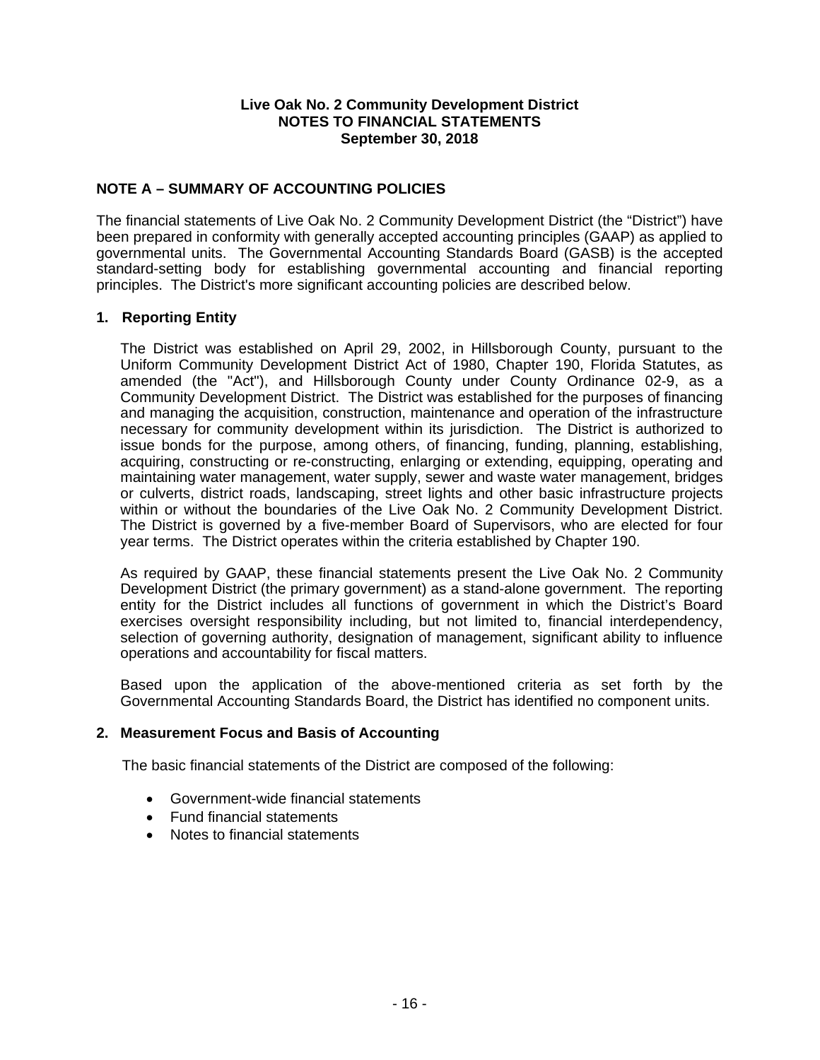**Live Oak No. 2 Community Development District**
**NOTES TO FINANCIAL STATEMENTS**
**September 30, 2018**

## NOTE A – SUMMARY OF ACCOUNTING POLICIES

The financial statements of Live Oak No. 2 Community Development District (the "District") have been prepared in conformity with generally accepted accounting principles (GAAP) as applied to governmental units. The Governmental Accounting Standards Board (GASB) is the accepted standard-setting body for establishing governmental accounting and financial reporting principles. The District's more significant accounting policies are described below.

### 1. Reporting Entity

The District was established on April 29, 2002, in Hillsborough County, pursuant to the Uniform Community Development District Act of 1980, Chapter 190, Florida Statutes, as amended (the "Act"), and Hillsborough County under County Ordinance 02-9, as a Community Development District. The District was established for the purposes of financing and managing the acquisition, construction, maintenance and operation of the infrastructure necessary for community development within its jurisdiction. The District is authorized to issue bonds for the purpose, among others, of financing, funding, planning, establishing, acquiring, constructing or re-constructing, enlarging or extending, equipping, operating and maintaining water management, water supply, sewer and waste water management, bridges or culverts, district roads, landscaping, street lights and other basic infrastructure projects within or without the boundaries of the Live Oak No. 2 Community Development District. The District is governed by a five-member Board of Supervisors, who are elected for four year terms. The District operates within the criteria established by Chapter 190.

As required by GAAP, these financial statements present the Live Oak No. 2 Community Development District (the primary government) as a stand-alone government. The reporting entity for the District includes all functions of government in which the District's Board exercises oversight responsibility including, but not limited to, financial interdependency, selection of governing authority, designation of management, significant ability to influence operations and accountability for fiscal matters.

Based upon the application of the above-mentioned criteria as set forth by the Governmental Accounting Standards Board, the District has identified no component units.

### 2. Measurement Focus and Basis of Accounting

The basic financial statements of the District are composed of the following:

- Government-wide financial statements
- Fund financial statements
- Notes to financial statements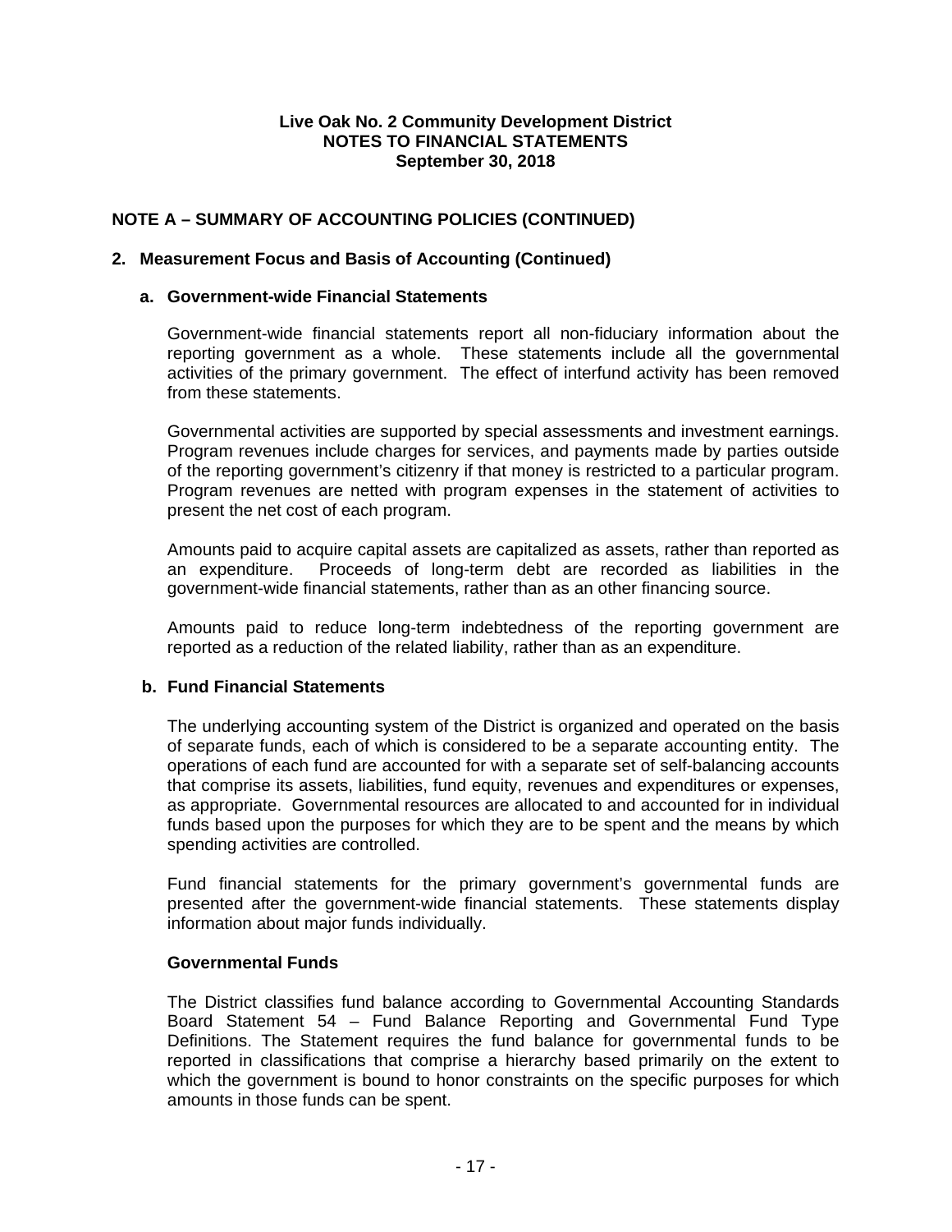## NOTE A – SUMMARY OF ACCOUNTING POLICIES (CONTINUED)

### 2. Measurement Focus and Basis of Accounting (Continued)

#### a. Government-wide Financial Statements

Government-wide financial statements report all non-fiduciary information about the reporting government as a whole. These statements include all the governmental activities of the primary government. The effect of interfund activity has been removed from these statements.

Governmental activities are supported by special assessments and investment earnings. Program revenues include charges for services, and payments made by parties outside of the reporting government's citizenry if that money is restricted to a particular program. Program revenues are netted with program expenses in the statement of activities to present the net cost of each program.

Amounts paid to acquire capital assets are capitalized as assets, rather than reported as an expenditure. Proceeds of long-term debt are recorded as liabilities in the government-wide financial statements, rather than as an other financing source.

Amounts paid to reduce long-term indebtedness of the reporting government are reported as a reduction of the related liability, rather than as an expenditure.

#### b. Fund Financial Statements

The underlying accounting system of the District is organized and operated on the basis of separate funds, each of which is considered to be a separate accounting entity. The operations of each fund are accounted for with a separate set of self-balancing accounts that comprise its assets, liabilities, fund equity, revenues and expenditures or expenses, as appropriate. Governmental resources are allocated to and accounted for in individual funds based upon the purposes for which they are to be spent and the means by which spending activities are controlled.

Fund financial statements for the primary government's governmental funds are presented after the government-wide financial statements. These statements display information about major funds individually.

**Governmental Funds**

The District classifies fund balance according to Governmental Accounting Standards Board Statement 54 – Fund Balance Reporting and Governmental Fund Type Definitions. The Statement requires the fund balance for governmental funds to be reported in classifications that comprise a hierarchy based primarily on the extent to which the government is bound to honor constraints on the specific purposes for which amounts in those funds can be spent.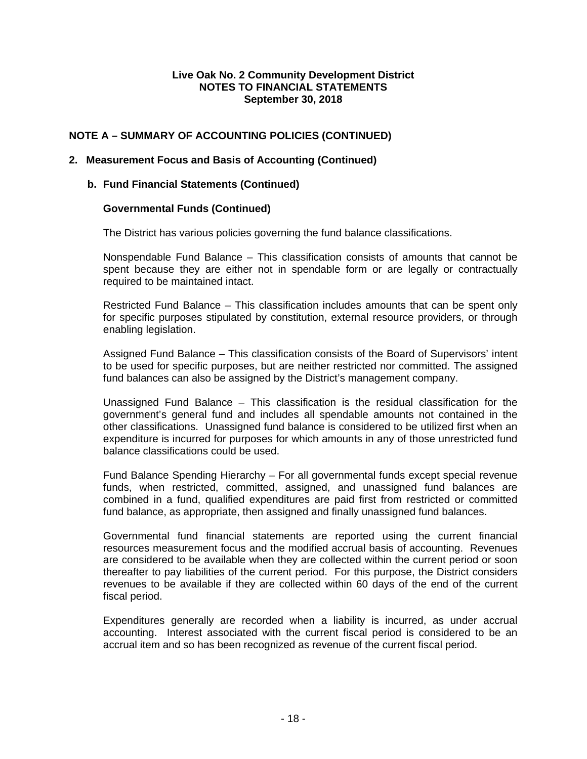# Live Oak No. 2 Community Development District
## NOTES TO FINANCIAL STATEMENTS
### September 30, 2018

**NOTE A – SUMMARY OF ACCOUNTING POLICIES (CONTINUED)**

**2. Measurement Focus and Basis of Accounting (Continued)**

**b. Fund Financial Statements (Continued)**

**Governmental Funds (Continued)**

The District has various policies governing the fund balance classifications.

Nonspendable Fund Balance – This classification consists of amounts that cannot be spent because they are either not in spendable form or are legally or contractually required to be maintained intact.

Restricted Fund Balance – This classification includes amounts that can be spent only for specific purposes stipulated by constitution, external resource providers, or through enabling legislation.

Assigned Fund Balance – This classification consists of the Board of Supervisors' intent to be used for specific purposes, but are neither restricted nor committed. The assigned fund balances can also be assigned by the District's management company.

Unassigned Fund Balance – This classification is the residual classification for the government's general fund and includes all spendable amounts not contained in the other classifications. Unassigned fund balance is considered to be utilized first when an expenditure is incurred for purposes for which amounts in any of those unrestricted fund balance classifications could be used.

Fund Balance Spending Hierarchy – For all governmental funds except special revenue funds, when restricted, committed, assigned, and unassigned fund balances are combined in a fund, qualified expenditures are paid first from restricted or committed fund balance, as appropriate, then assigned and finally unassigned fund balances.

Governmental fund financial statements are reported using the current financial resources measurement focus and the modified accrual basis of accounting. Revenues are considered to be available when they are collected within the current period or soon thereafter to pay liabilities of the current period. For this purpose, the District considers revenues to be available if they are collected within 60 days of the end of the current fiscal period.

Expenditures generally are recorded when a liability is incurred, as under accrual accounting. Interest associated with the current fiscal period is considered to be an accrual item and so has been recognized as revenue of the current fiscal period.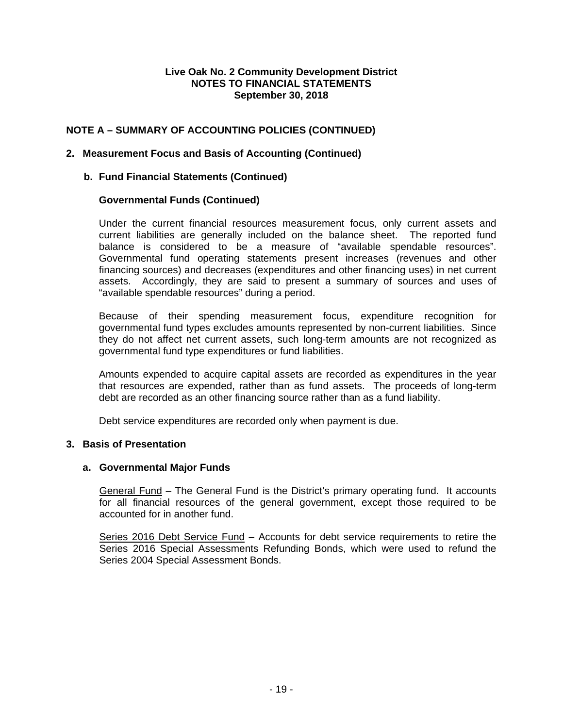**Live Oak No. 2 Community Development District**
**NOTES TO FINANCIAL STATEMENTS**
**September 30, 2018**

## NOTE A – SUMMARY OF ACCOUNTING POLICIES (CONTINUED)

### 2. Measurement Focus and Basis of Accounting (Continued)

#### b. Fund Financial Statements (Continued)

**Governmental Funds (Continued)**

Under the current financial resources measurement focus, only current assets and current liabilities are generally included on the balance sheet. The reported fund balance is considered to be a measure of "available spendable resources". Governmental fund operating statements present increases (revenues and other financing sources) and decreases (expenditures and other financing uses) in net current assets. Accordingly, they are said to present a summary of sources and uses of "available spendable resources" during a period.

Because of their spending measurement focus, expenditure recognition for governmental fund types excludes amounts represented by non-current liabilities. Since they do not affect net current assets, such long-term amounts are not recognized as governmental fund type expenditures or fund liabilities.

Amounts expended to acquire capital assets are recorded as expenditures in the year that resources are expended, rather than as fund assets. The proceeds of long-term debt are recorded as an other financing source rather than as a fund liability.

Debt service expenditures are recorded only when payment is due.

### 3. Basis of Presentation

#### a. Governmental Major Funds

General Fund – The General Fund is the District's primary operating fund. It accounts for all financial resources of the general government, except those required to be accounted for in another fund.

Series 2016 Debt Service Fund – Accounts for debt service requirements to retire the Series 2016 Special Assessments Refunding Bonds, which were used to refund the Series 2004 Special Assessment Bonds.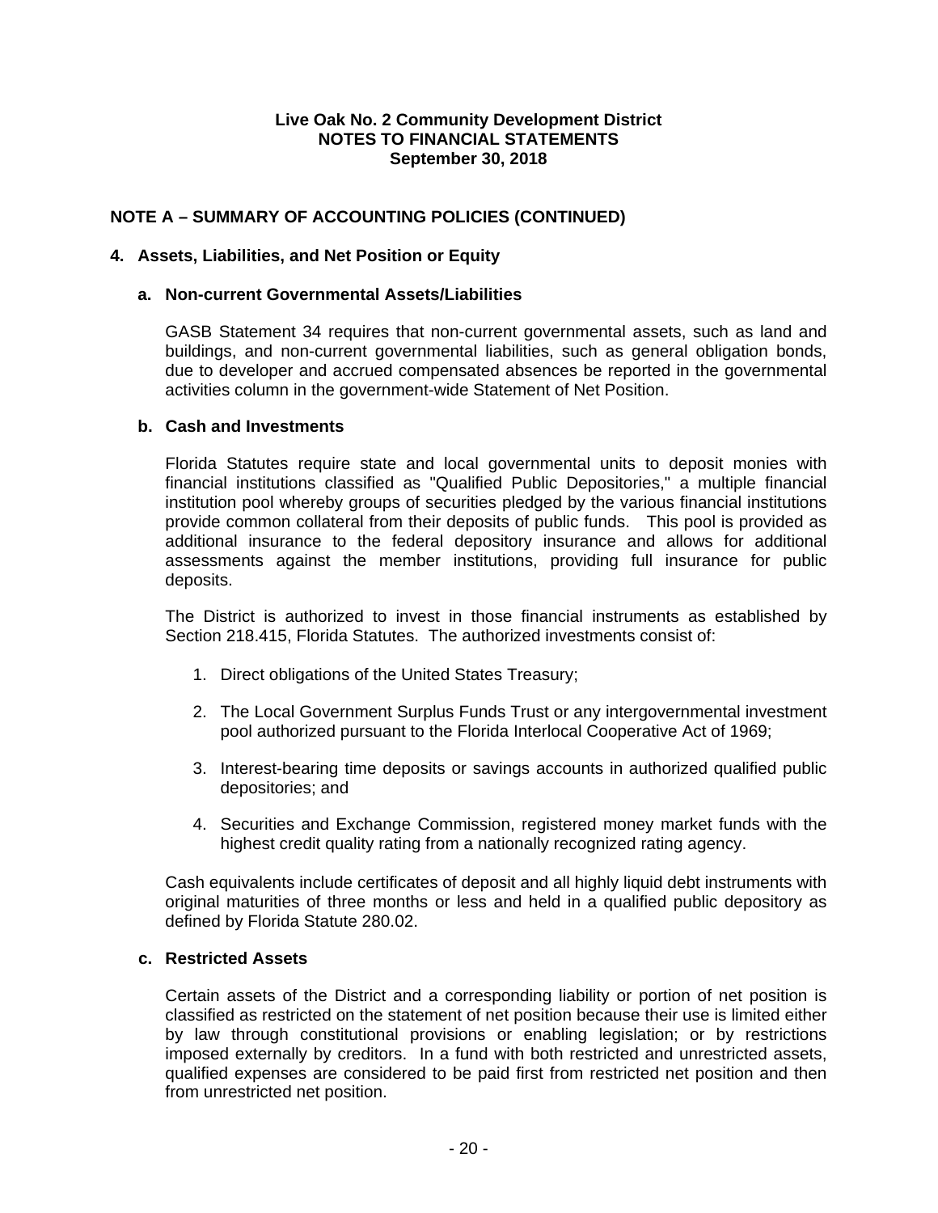## NOTE A – SUMMARY OF ACCOUNTING POLICIES (CONTINUED)

### 4. Assets, Liabilities, and Net Position or Equity

#### a. Non-current Governmental Assets/Liabilities

GASB Statement 34 requires that non-current governmental assets, such as land and buildings, and non-current governmental liabilities, such as general obligation bonds, due to developer and accrued compensated absences be reported in the governmental activities column in the government-wide Statement of Net Position.

#### b. Cash and Investments

Florida Statutes require state and local governmental units to deposit monies with financial institutions classified as "Qualified Public Depositories," a multiple financial institution pool whereby groups of securities pledged by the various financial institutions provide common collateral from their deposits of public funds. This pool is provided as additional insurance to the federal depository insurance and allows for additional assessments against the member institutions, providing full insurance for public deposits.

The District is authorized to invest in those financial instruments as established by Section 218.415, Florida Statutes. The authorized investments consist of:

1. Direct obligations of the United States Treasury;
2. The Local Government Surplus Funds Trust or any intergovernmental investment pool authorized pursuant to the Florida Interlocal Cooperative Act of 1969;
3. Interest-bearing time deposits or savings accounts in authorized qualified public depositories; and
4. Securities and Exchange Commission, registered money market funds with the highest credit quality rating from a nationally recognized rating agency.

Cash equivalents include certificates of deposit and all highly liquid debt instruments with original maturities of three months or less and held in a qualified public depository as defined by Florida Statute 280.02.

#### c. Restricted Assets

Certain assets of the District and a corresponding liability or portion of net position is classified as restricted on the statement of net position because their use is limited either by law through constitutional provisions or enabling legislation; or by restrictions imposed externally by creditors. In a fund with both restricted and unrestricted assets, qualified expenses are considered to be paid first from restricted net position and then from unrestricted net position.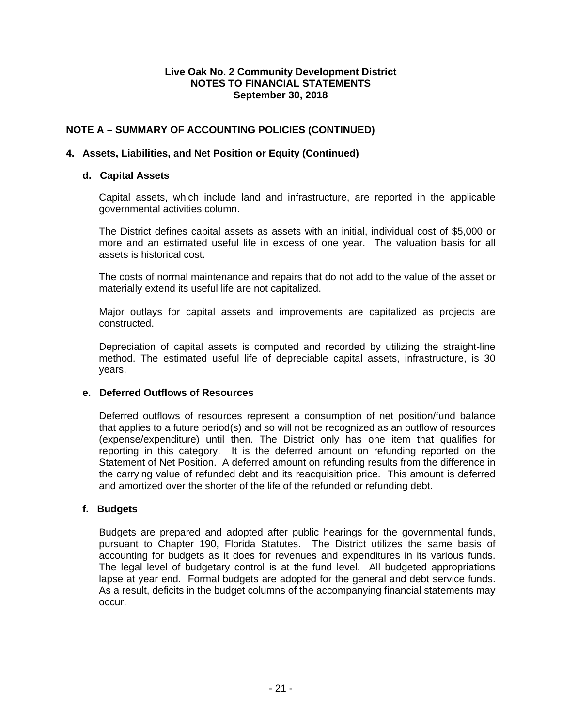**Live Oak No. 2 Community Development District**
**NOTES TO FINANCIAL STATEMENTS**
**September 30, 2018**

## NOTE A – SUMMARY OF ACCOUNTING POLICIES (CONTINUED)

### 4. Assets, Liabilities, and Net Position or Equity (Continued)

#### d. Capital Assets

Capital assets, which include land and infrastructure, are reported in the applicable governmental activities column.

The District defines capital assets as assets with an initial, individual cost of $5,000 or more and an estimated useful life in excess of one year. The valuation basis for all assets is historical cost.

The costs of normal maintenance and repairs that do not add to the value of the asset or materially extend its useful life are not capitalized.

Major outlays for capital assets and improvements are capitalized as projects are constructed.

Depreciation of capital assets is computed and recorded by utilizing the straight-line method. The estimated useful life of depreciable capital assets, infrastructure, is 30 years.

#### e. Deferred Outflows of Resources

Deferred outflows of resources represent a consumption of net position/fund balance that applies to a future period(s) and so will not be recognized as an outflow of resources (expense/expenditure) until then. The District only has one item that qualifies for reporting in this category. It is the deferred amount on refunding reported on the Statement of Net Position. A deferred amount on refunding results from the difference in the carrying value of refunded debt and its reacquisition price. This amount is deferred and amortized over the shorter of the life of the refunded or refunding debt.

#### f. Budgets

Budgets are prepared and adopted after public hearings for the governmental funds, pursuant to Chapter 190, Florida Statutes. The District utilizes the same basis of accounting for budgets as it does for revenues and expenditures in its various funds. The legal level of budgetary control is at the fund level. All budgeted appropriations lapse at year end. Formal budgets are adopted for the general and debt service funds. As a result, deficits in the budget columns of the accompanying financial statements may occur.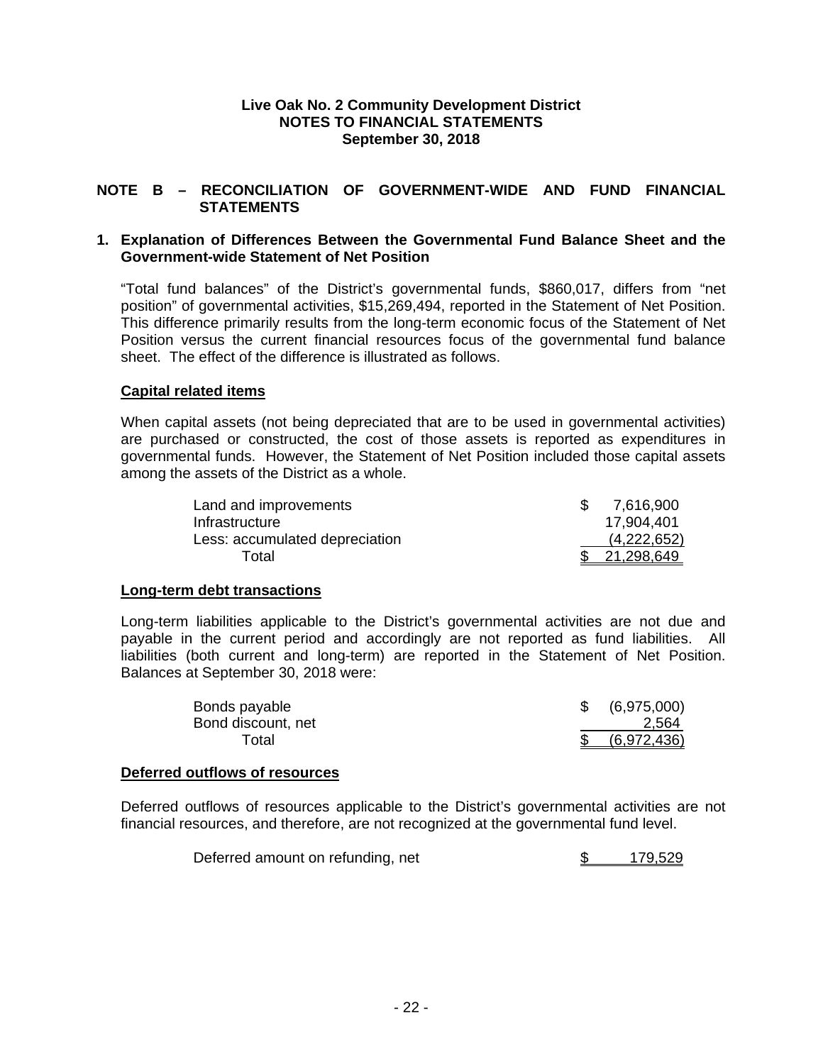# Live Oak No. 2 Community Development District
## NOTES TO FINANCIAL STATEMENTS
### September 30, 2018

## NOTE B – RECONCILIATION OF GOVERNMENT-WIDE AND FUND FINANCIAL STATEMENTS

### 1. Explanation of Differences Between the Governmental Fund Balance Sheet and the Government-wide Statement of Net Position

"Total fund balances" of the District's governmental funds, $860,017, differs from "net position" of governmental activities, $15,269,494, reported in the Statement of Net Position. This difference primarily results from the long-term economic focus of the Statement of Net Position versus the current financial resources focus of the governmental fund balance sheet. The effect of the difference is illustrated as follows.

**Capital related items**

When capital assets (not being depreciated that are to be used in governmental activities) are purchased or constructed, the cost of those assets is reported as expenditures in governmental funds. However, the Statement of Net Position included those capital assets among the assets of the District as a whole.

| | |
|---|---|
| Land and improvements | $ 7,616,900 |
| Infrastructure | 17,904,401 |
| Less: accumulated depreciation | (4,222,652) |
| Total | $ 21,298,649 |

**Long-term debt transactions**

Long-term liabilities applicable to the District's governmental activities are not due and payable in the current period and accordingly are not reported as fund liabilities. All liabilities (both current and long-term) are reported in the Statement of Net Position. Balances at September 30, 2018 were:

| | |
|---|---|
| Bonds payable | $ (6,975,000) |
| Bond discount, net | 2,564 |
| Total | $ (6,972,436) |

**Deferred outflows of resources**

Deferred outflows of resources applicable to the District's governmental activities are not financial resources, and therefore, are not recognized at the governmental fund level.

| | |
|---|---|
| Deferred amount on refunding, net | $ 179,529 |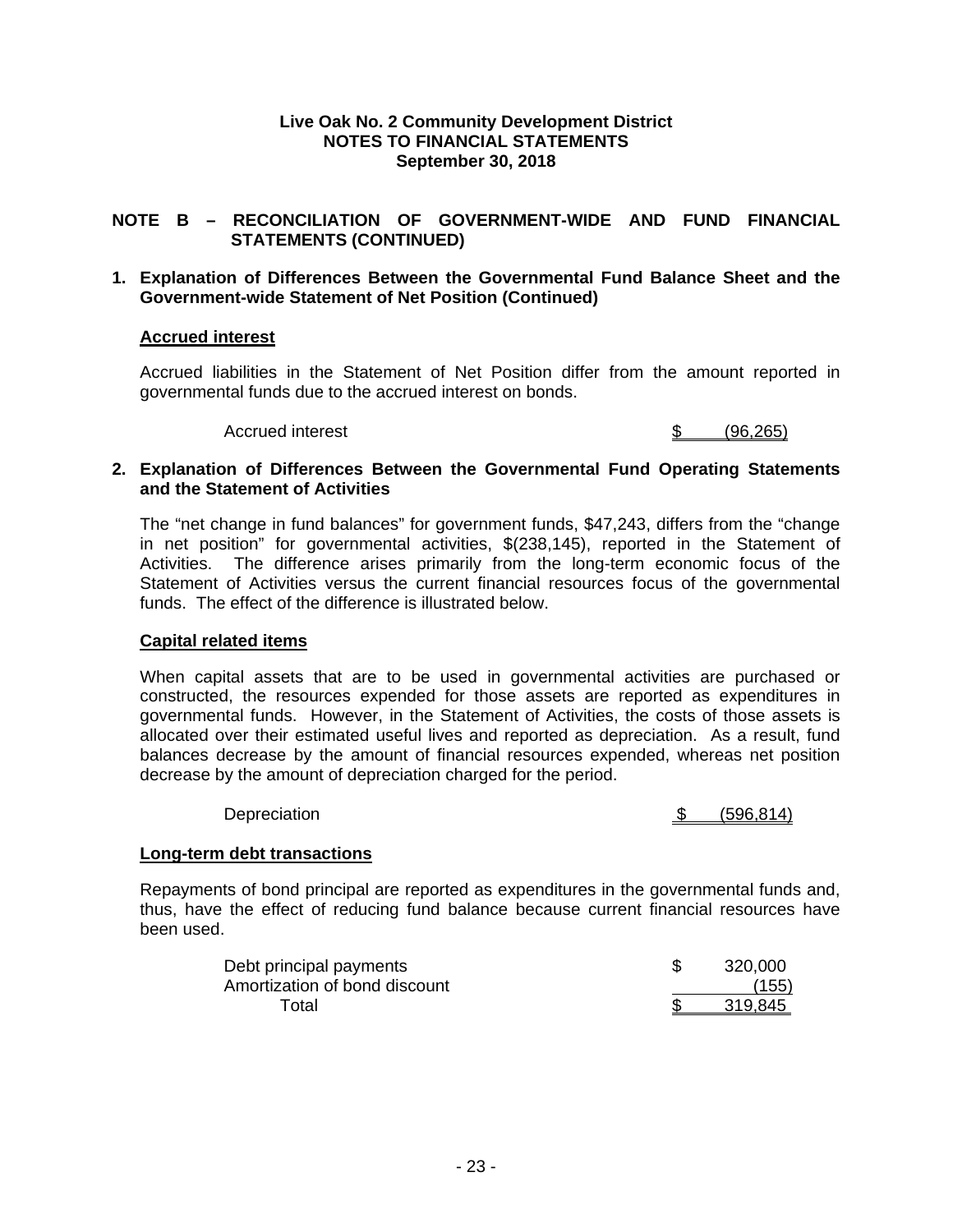**Live Oak No. 2 Community Development District**
**NOTES TO FINANCIAL STATEMENTS**
**September 30, 2018**

## NOTE B – RECONCILIATION OF GOVERNMENT-WIDE AND FUND FINANCIAL STATEMENTS (CONTINUED)

### 1. Explanation of Differences Between the Governmental Fund Balance Sheet and the Government-wide Statement of Net Position (Continued)

**Accrued interest**

Accrued liabilities in the Statement of Net Position differ from the amount reported in governmental funds due to the accrued interest on bonds.

| | | |
|---|---|---|
| Accrued interest | $ | (96,265) |

### 2. Explanation of Differences Between the Governmental Fund Operating Statements and the Statement of Activities

The "net change in fund balances" for government funds, $47,243, differs from the "change in net position" for governmental activities, $(238,145), reported in the Statement of Activities. The difference arises primarily from the long-term economic focus of the Statement of Activities versus the current financial resources focus of the governmental funds. The effect of the difference is illustrated below.

**Capital related items**

When capital assets that are to be used in governmental activities are purchased or constructed, the resources expended for those assets are reported as expenditures in governmental funds. However, in the Statement of Activities, the costs of those assets is allocated over their estimated useful lives and reported as depreciation. As a result, fund balances decrease by the amount of financial resources expended, whereas net position decrease by the amount of depreciation charged for the period.

| | | |
|---|---|---|
| Depreciation | $ | (596,814) |

**Long-term debt transactions**

Repayments of bond principal are reported as expenditures in the governmental funds and, thus, have the effect of reducing fund balance because current financial resources have been used.

| | | |
|---|---|---|
| Debt principal payments | $ | 320,000 |
| Amortization of bond discount | | (155) |
| Total | $ | 319,845 |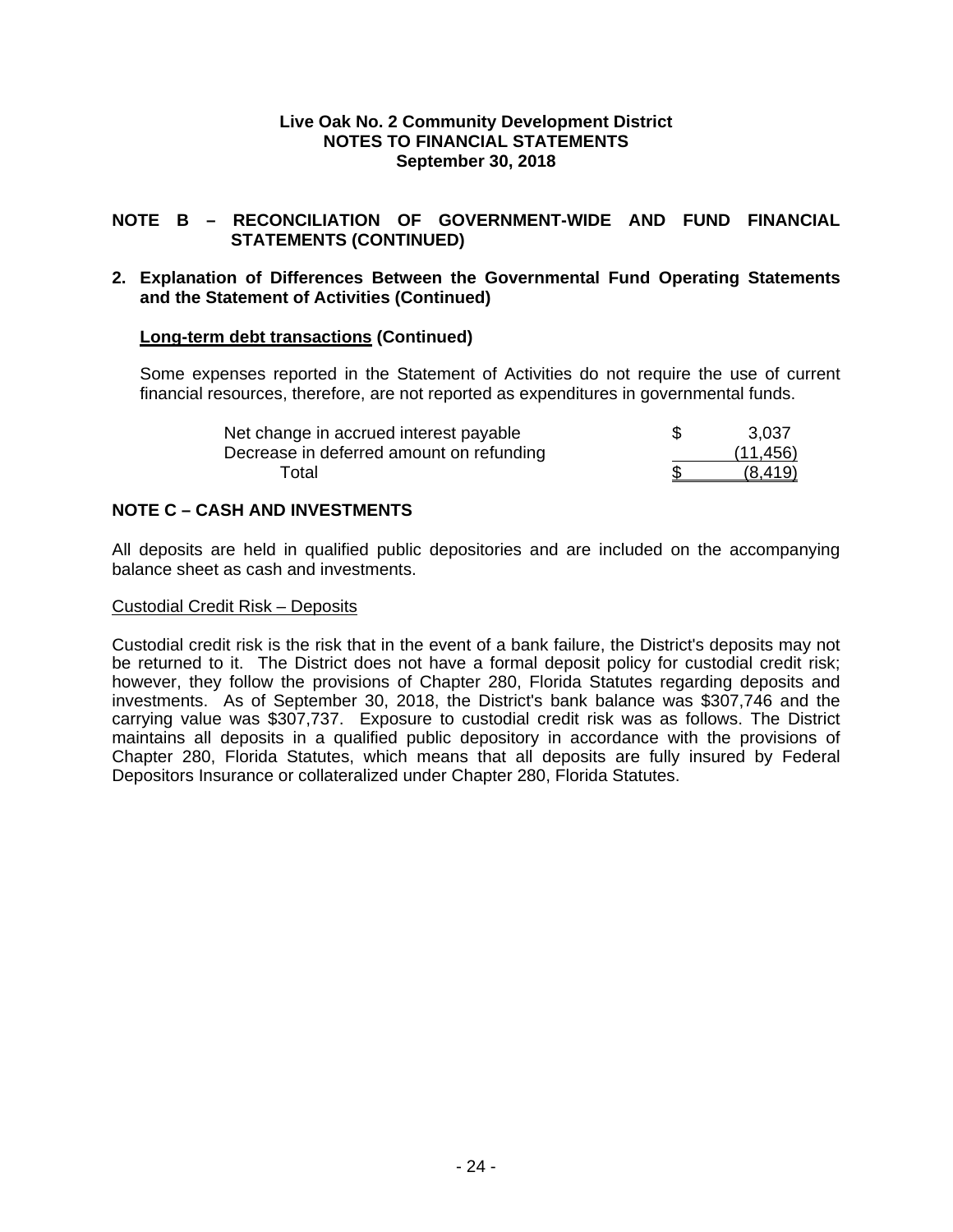**Live Oak No. 2 Community Development District**
**NOTES TO FINANCIAL STATEMENTS**
**September 30, 2018**

## NOTE B – RECONCILIATION OF GOVERNMENT-WIDE AND FUND FINANCIAL STATEMENTS (CONTINUED)

### 2. Explanation of Differences Between the Governmental Fund Operating Statements and the Statement of Activities (Continued)

**Long-term debt transactions (Continued)**

Some expenses reported in the Statement of Activities do not require the use of current financial resources, therefore, are not reported as expenditures in governmental funds.

| | | |
|---|---|---|
| Net change in accrued interest payable | $ | 3,037 |
| Decrease in deferred amount on refunding | | (11,456) |
| Total | $ | (8,419) |

## NOTE C – CASH AND INVESTMENTS

All deposits are held in qualified public depositories and are included on the accompanying balance sheet as cash and investments.

Custodial Credit Risk – Deposits

Custodial credit risk is the risk that in the event of a bank failure, the District's deposits may not be returned to it. The District does not have a formal deposit policy for custodial credit risk; however, they follow the provisions of Chapter 280, Florida Statutes regarding deposits and investments. As of September 30, 2018, the District's bank balance was $307,746 and the carrying value was $307,737. Exposure to custodial credit risk was as follows. The District maintains all deposits in a qualified public depository in accordance with the provisions of Chapter 280, Florida Statutes, which means that all deposits are fully insured by Federal Depositors Insurance or collateralized under Chapter 280, Florida Statutes.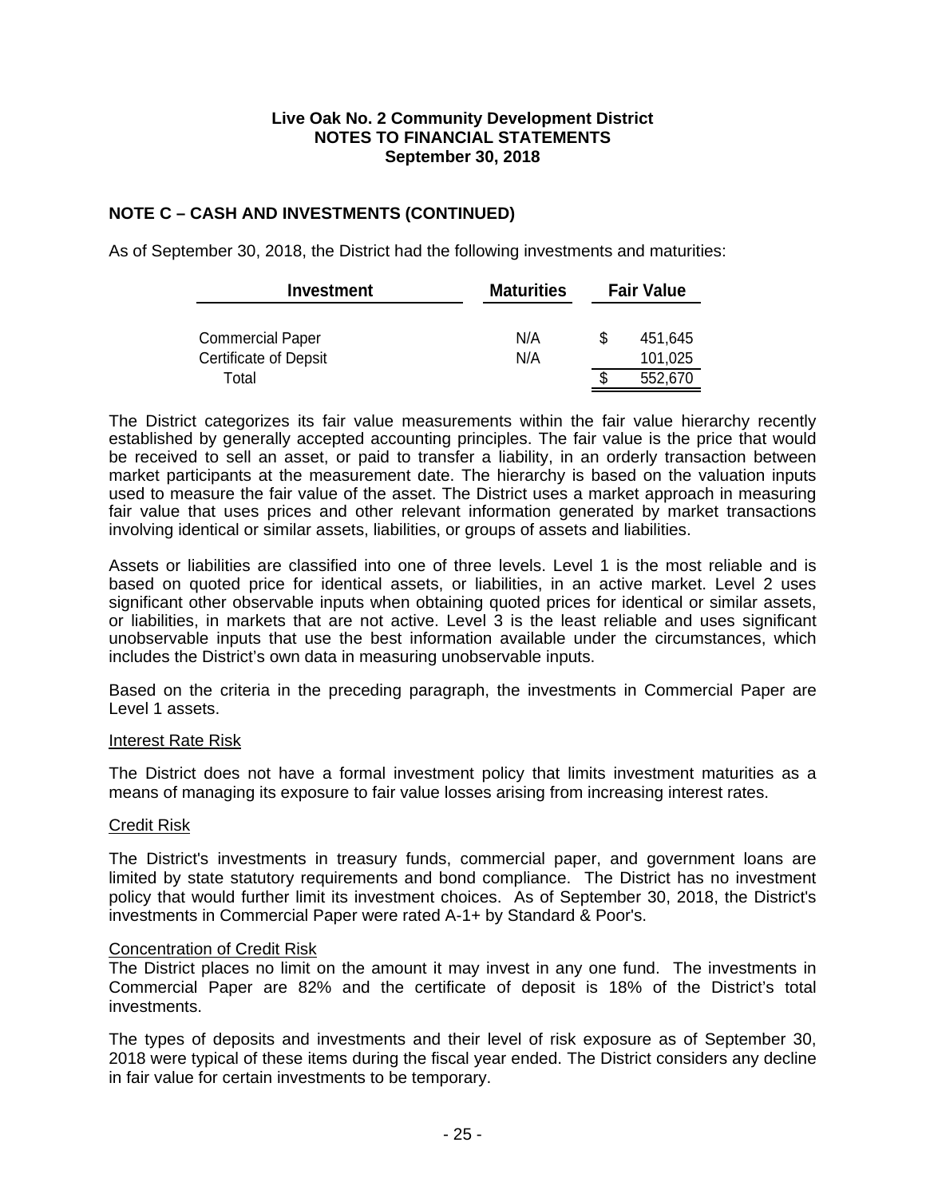**Live Oak No. 2 Community Development District**
**NOTES TO FINANCIAL STATEMENTS**
**September 30, 2018**

## NOTE C – CASH AND INVESTMENTS (CONTINUED)

As of September 30, 2018, the District had the following investments and maturities:

| Investment | Maturities | Fair Value |
|---|---|---|
| Commercial Paper | N/A | $ 451,645 |
| Certificate of Depsit | N/A | 101,025 |
| Total | | $ 552,670 |

The District categorizes its fair value measurements within the fair value hierarchy recently established by generally accepted accounting principles. The fair value is the price that would be received to sell an asset, or paid to transfer a liability, in an orderly transaction between market participants at the measurement date. The hierarchy is based on the valuation inputs used to measure the fair value of the asset. The District uses a market approach in measuring fair value that uses prices and other relevant information generated by market transactions involving identical or similar assets, liabilities, or groups of assets and liabilities.

Assets or liabilities are classified into one of three levels. Level 1 is the most reliable and is based on quoted price for identical assets, or liabilities, in an active market. Level 2 uses significant other observable inputs when obtaining quoted prices for identical or similar assets, or liabilities, in markets that are not active. Level 3 is the least reliable and uses significant unobservable inputs that use the best information available under the circumstances, which includes the District's own data in measuring unobservable inputs.

Based on the criteria in the preceding paragraph, the investments in Commercial Paper are Level 1 assets.

<u>Interest Rate Risk</u>

The District does not have a formal investment policy that limits investment maturities as a means of managing its exposure to fair value losses arising from increasing interest rates.

<u>Credit Risk</u>

The District's investments in treasury funds, commercial paper, and government loans are limited by state statutory requirements and bond compliance. The District has no investment policy that would further limit its investment choices. As of September 30, 2018, the District's investments in Commercial Paper were rated A-1+ by Standard & Poor's.

<u>Concentration of Credit Risk</u>

The District places no limit on the amount it may invest in any one fund. The investments in Commercial Paper are 82% and the certificate of deposit is 18% of the District's total investments.

The types of deposits and investments and their level of risk exposure as of September 30, 2018 were typical of these items during the fiscal year ended. The District considers any decline in fair value for certain investments to be temporary.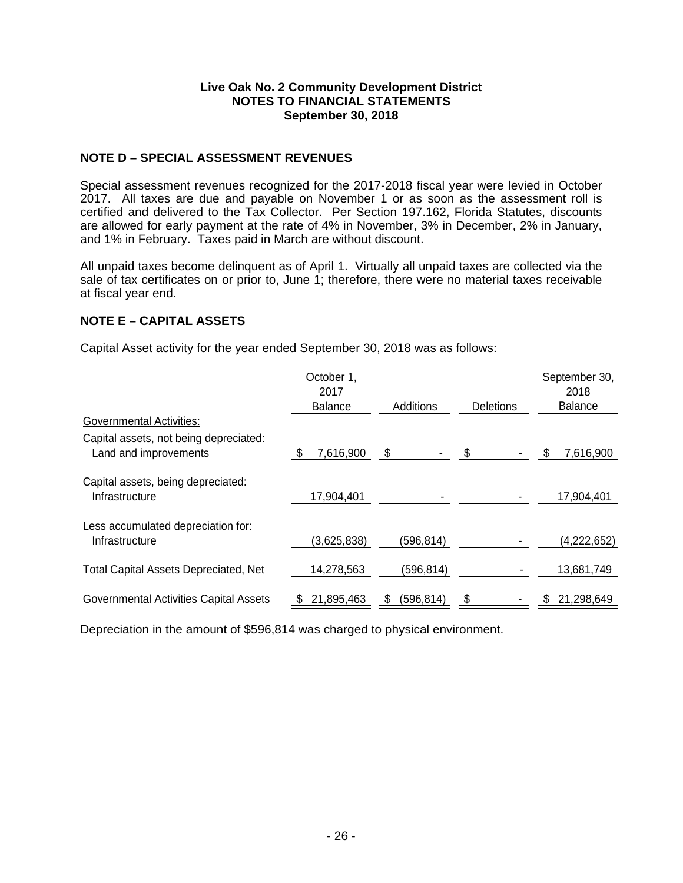**Live Oak No. 2 Community Development District**
**NOTES TO FINANCIAL STATEMENTS**
**September 30, 2018**

## NOTE D – SPECIAL ASSESSMENT REVENUES

Special assessment revenues recognized for the 2017-2018 fiscal year were levied in October 2017. All taxes are due and payable on November 1 or as soon as the assessment roll is certified and delivered to the Tax Collector. Per Section 197.162, Florida Statutes, discounts are allowed for early payment at the rate of 4% in November, 3% in December, 2% in January, and 1% in February. Taxes paid in March are without discount.

All unpaid taxes become delinquent as of April 1. Virtually all unpaid taxes are collected via the sale of tax certificates on or prior to, June 1; therefore, there were no material taxes receivable at fiscal year end.

## NOTE E – CAPITAL ASSETS

Capital Asset activity for the year ended September 30, 2018 was as follows:

| | October 1, 2017 Balance | Additions | Deletions | September 30, 2018 Balance |
|---|---|---|---|---|
| Governmental Activities: | | | | |
| Capital assets, not being depreciated: | | | | |
| Land and improvements | $ 7,616,900 | $ - | $ - | $ 7,616,900 |
| Capital assets, being depreciated: | | | | |
| Infrastructure | 17,904,401 | - | - | 17,904,401 |
| Less accumulated depreciation for: | | | | |
| Infrastructure | (3,625,838) | (596,814) | - | (4,222,652) |
| Total Capital Assets Depreciated, Net | 14,278,563 | (596,814) | - | 13,681,749 |
| Governmental Activities Capital Assets | $ 21,895,463 | $ (596,814) | $ - | $ 21,298,649 |

Depreciation in the amount of $596,814 was charged to physical environment.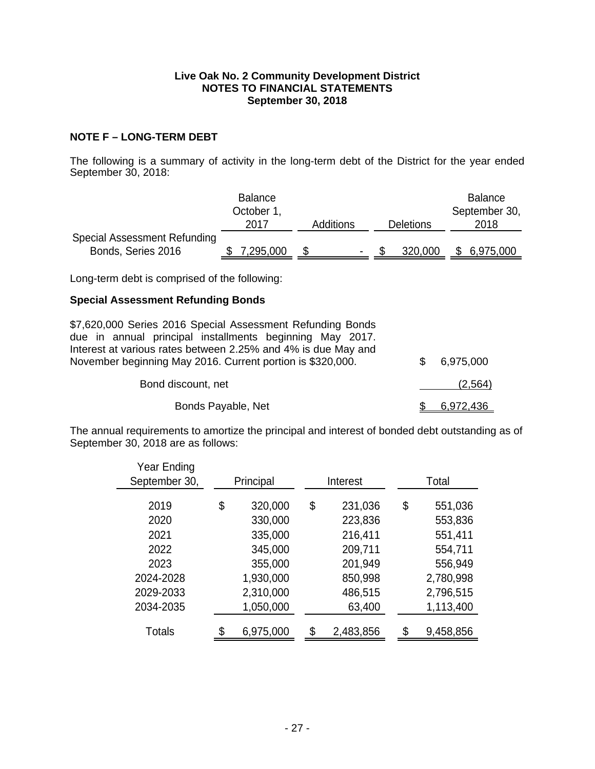**Live Oak No. 2 Community Development District**
**NOTES TO FINANCIAL STATEMENTS**
**September 30, 2018**

## NOTE F – LONG-TERM DEBT

The following is a summary of activity in the long-term debt of the District for the year ended September 30, 2018:

| | Balance October 1, 2017 | Additions | Deletions | Balance September 30, 2018 |
|---|---|---|---|---|
| Special Assessment Refunding Bonds, Series 2016 | $ 7,295,000 | $ - | $ 320,000 | $ 6,975,000 |

Long-term debt is comprised of the following:

### Special Assessment Refunding Bonds

| | |
|---|---|
| $7,620,000 Series 2016 Special Assessment Refunding Bonds due in annual principal installments beginning May 2017. Interest at various rates between 2.25% and 4% is due May and November beginning May 2016. Current portion is $320,000. | $ 6,975,000 |
| Bond discount, net | (2,564) |
| Bonds Payable, Net | $ 6,972,436 |

The annual requirements to amortize the principal and interest of bonded debt outstanding as of September 30, 2018 are as follows:

| Year Ending September 30, | Principal | Interest | Total |
|---|---|---|---|
| 2019 | $ 320,000 | $ 231,036 | $ 551,036 |
| 2020 | 330,000 | 223,836 | 553,836 |
| 2021 | 335,000 | 216,411 | 551,411 |
| 2022 | 345,000 | 209,711 | 554,711 |
| 2023 | 355,000 | 201,949 | 556,949 |
| 2024-2028 | 1,930,000 | 850,998 | 2,780,998 |
| 2029-2033 | 2,310,000 | 486,515 | 2,796,515 |
| 2034-2035 | 1,050,000 | 63,400 | 1,113,400 |
| Totals | $ 6,975,000 | $ 2,483,856 | $ 9,458,856 |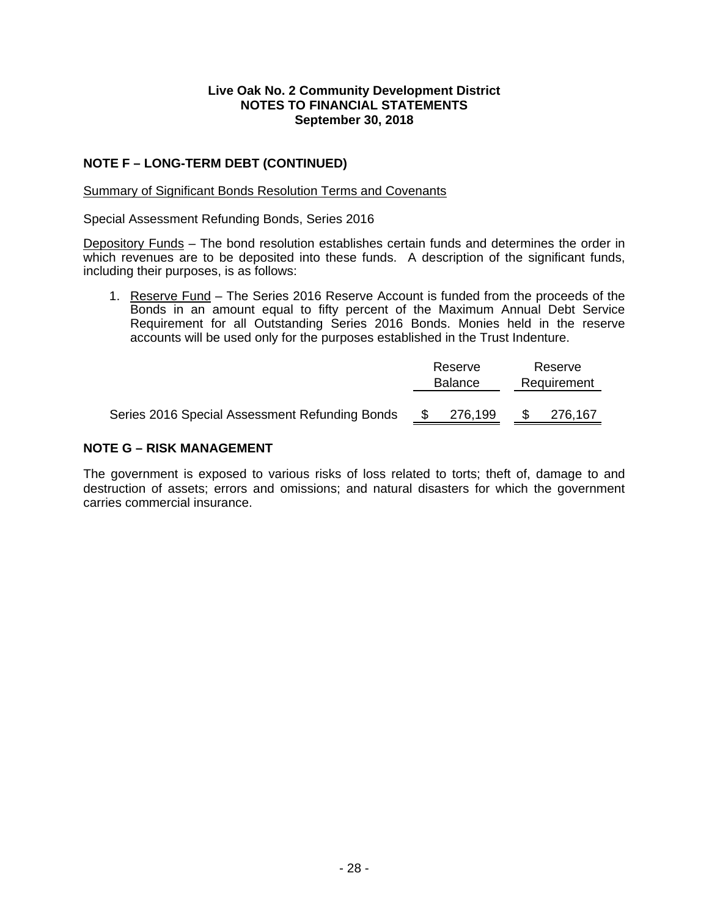**Live Oak No. 2 Community Development District**
**NOTES TO FINANCIAL STATEMENTS**
**September 30, 2018**

## NOTE F – LONG-TERM DEBT (CONTINUED)

Summary of Significant Bonds Resolution Terms and Covenants

Special Assessment Refunding Bonds, Series 2016

Depository Funds – The bond resolution establishes certain funds and determines the order in which revenues are to be deposited into these funds. A description of the significant funds, including their purposes, is as follows:

1. Reserve Fund – The Series 2016 Reserve Account is funded from the proceeds of the Bonds in an amount equal to fifty percent of the Maximum Annual Debt Service Requirement for all Outstanding Series 2016 Bonds. Monies held in the reserve accounts will be used only for the purposes established in the Trust Indenture.

| | Reserve Balance | Reserve Requirement |
|---|---|---|
| Series 2016 Special Assessment Refunding Bonds | $ 276,199 | $ 276,167 |

## NOTE G – RISK MANAGEMENT

The government is exposed to various risks of loss related to torts; theft of, damage to and destruction of assets; errors and omissions; and natural disasters for which the government carries commercial insurance.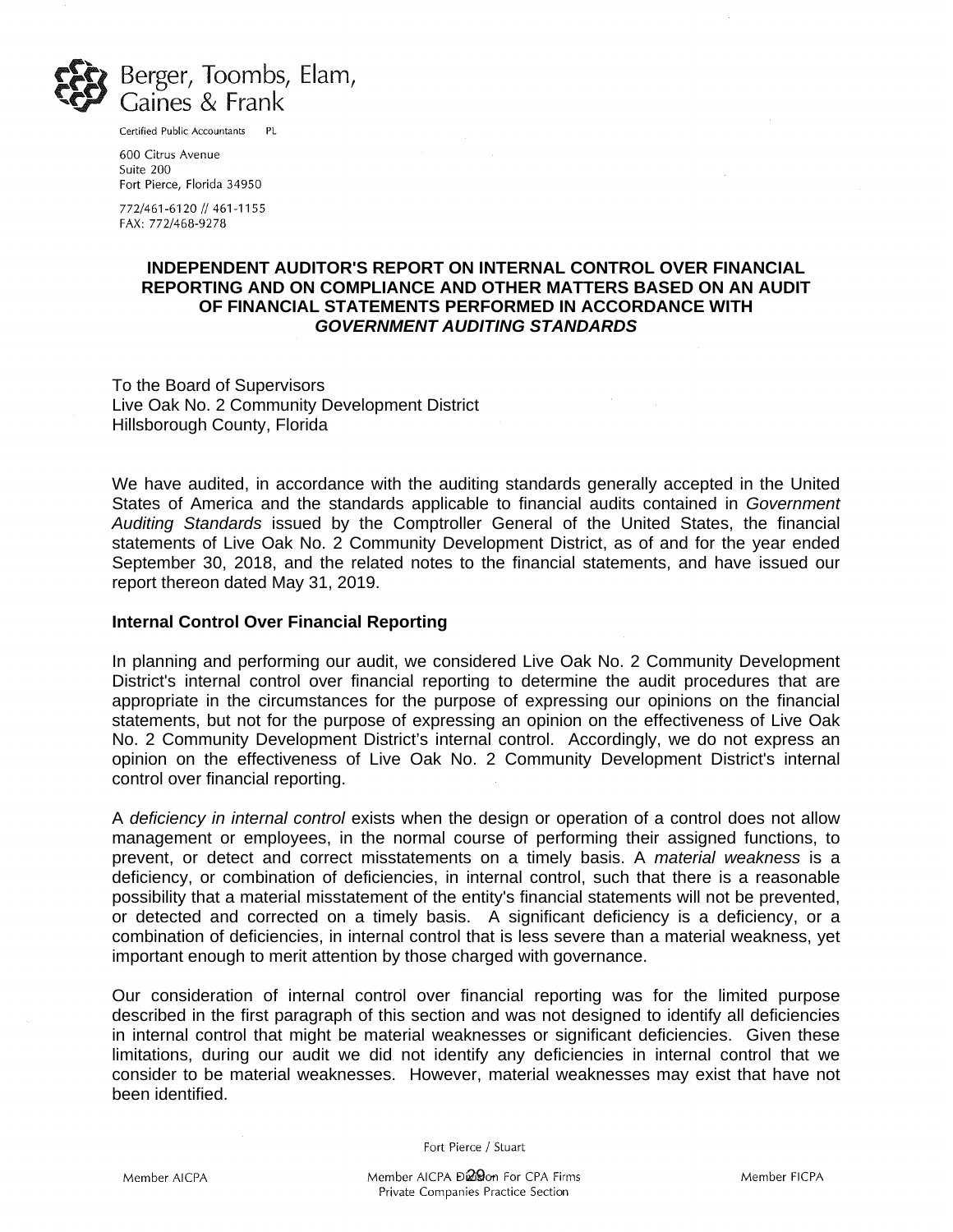Berger, Toombs, Elam, Gaines & Frank

Certified Public Accountants PL

600 Citrus Avenue
Suite 200
Fort Pierce, Florida 34950

772/461-6120 // 461-1155
FAX: 772/468-9278

## INDEPENDENT AUDITOR'S REPORT ON INTERNAL CONTROL OVER FINANCIAL REPORTING AND ON COMPLIANCE AND OTHER MATTERS BASED ON AN AUDIT OF FINANCIAL STATEMENTS PERFORMED IN ACCORDANCE WITH *GOVERNMENT AUDITING STANDARDS*

To the Board of Supervisors
Live Oak No. 2 Community Development District
Hillsborough County, Florida

We have audited, in accordance with the auditing standards generally accepted in the United States of America and the standards applicable to financial audits contained in *Government Auditing Standards* issued by the Comptroller General of the United States, the financial statements of Live Oak No. 2 Community Development District, as of and for the year ended September 30, 2018, and the related notes to the financial statements, and have issued our report thereon dated May 31, 2019.

**Internal Control Over Financial Reporting**

In planning and performing our audit, we considered Live Oak No. 2 Community Development District's internal control over financial reporting to determine the audit procedures that are appropriate in the circumstances for the purpose of expressing our opinions on the financial statements, but not for the purpose of expressing an opinion on the effectiveness of Live Oak No. 2 Community Development District's internal control. Accordingly, we do not express an opinion on the effectiveness of Live Oak No. 2 Community Development District's internal control over financial reporting.

A *deficiency in internal control* exists when the design or operation of a control does not allow management or employees, in the normal course of performing their assigned functions, to prevent, or detect and correct misstatements on a timely basis. A *material weakness* is a deficiency, or combination of deficiencies, in internal control, such that there is a reasonable possibility that a material misstatement of the entity's financial statements will not be prevented, or detected and corrected on a timely basis. A significant deficiency is a deficiency, or a combination of deficiencies, in internal control that is less severe than a material weakness, yet important enough to merit attention by those charged with governance.

Our consideration of internal control over financial reporting was for the limited purpose described in the first paragraph of this section and was not designed to identify all deficiencies in internal control that might be material weaknesses or significant deficiencies. Given these limitations, during our audit we did not identify any deficiencies in internal control that we consider to be material weaknesses. However, material weaknesses may exist that have not been identified.

Fort Pierce / Stuart

Member AICPA | Member AICPA Division For CPA Firms Private Companies Practice Section | Member FICPA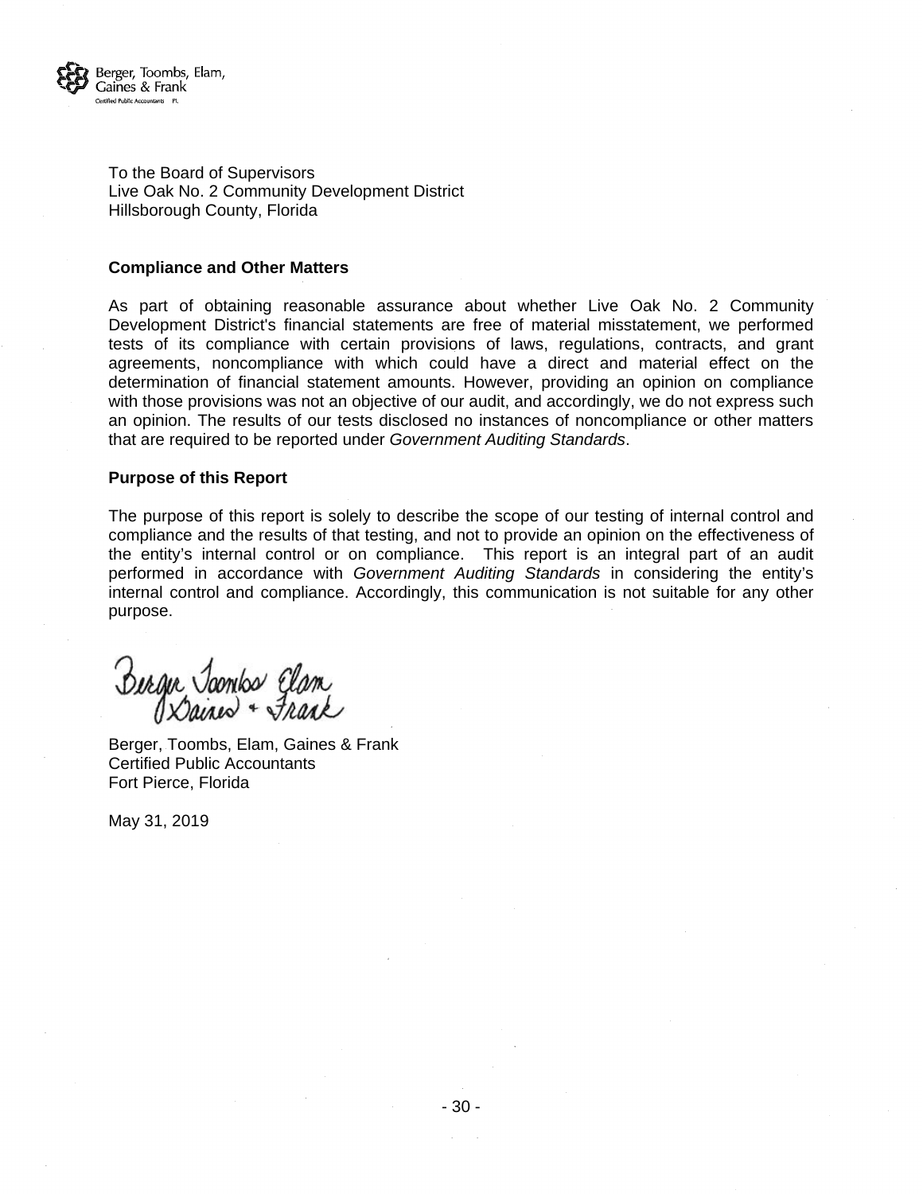To the Board of Supervisors
Live Oak No. 2 Community Development District
Hillsborough County, Florida

**Compliance and Other Matters**

As part of obtaining reasonable assurance about whether Live Oak No. 2 Community Development District's financial statements are free of material misstatement, we performed tests of its compliance with certain provisions of laws, regulations, contracts, and grant agreements, noncompliance with which could have a direct and material effect on the determination of financial statement amounts. However, providing an opinion on compliance with those provisions was not an objective of our audit, and accordingly, we do not express such an opinion. The results of our tests disclosed no instances of noncompliance or other matters that are required to be reported under *Government Auditing Standards*.

**Purpose of this Report**

The purpose of this report is solely to describe the scope of our testing of internal control and compliance and the results of that testing, and not to provide an opinion on the effectiveness of the entity's internal control or on compliance. This report is an integral part of an audit performed in accordance with *Government Auditing Standards* in considering the entity's internal control and compliance. Accordingly, this communication is not suitable for any other purpose.

Berger, Toombs, Elam, Gaines & Frank
Certified Public Accountants
Fort Pierce, Florida

May 31, 2019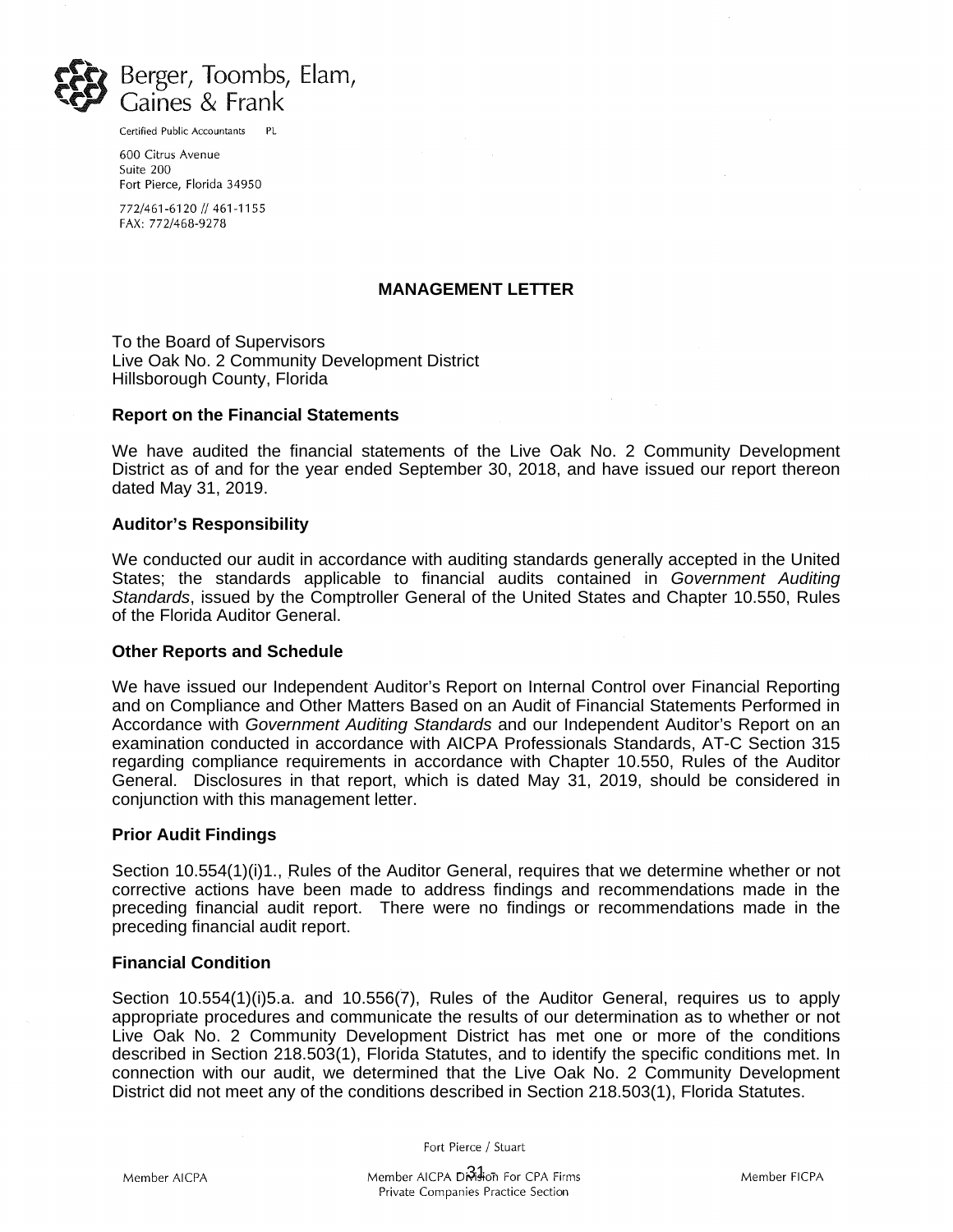Berger, Toombs, Elam, Gaines & Frank

Certified Public Accountants PL

600 Citrus Avenue
Suite 200
Fort Pierce, Florida 34950

772/461-6120 // 461-1155
FAX: 772/468-9278

## MANAGEMENT LETTER

To the Board of Supervisors
Live Oak No. 2 Community Development District
Hillsborough County, Florida

### Report on the Financial Statements

We have audited the financial statements of the Live Oak No. 2 Community Development District as of and for the year ended September 30, 2018, and have issued our report thereon dated May 31, 2019.

### Auditor's Responsibility

We conducted our audit in accordance with auditing standards generally accepted in the United States; the standards applicable to financial audits contained in *Government Auditing Standards*, issued by the Comptroller General of the United States and Chapter 10.550, Rules of the Florida Auditor General.

### Other Reports and Schedule

We have issued our Independent Auditor's Report on Internal Control over Financial Reporting and on Compliance and Other Matters Based on an Audit of Financial Statements Performed in Accordance with *Government Auditing Standards* and our Independent Auditor's Report on an examination conducted in accordance with AICPA Professionals Standards, AT-C Section 315 regarding compliance requirements in accordance with Chapter 10.550, Rules of the Auditor General. Disclosures in that report, which is dated May 31, 2019, should be considered in conjunction with this management letter.

### Prior Audit Findings

Section 10.554(1)(i)1., Rules of the Auditor General, requires that we determine whether or not corrective actions have been made to address findings and recommendations made in the preceding financial audit report. There were no findings or recommendations made in the preceding financial audit report.

### Financial Condition

Section 10.554(1)(i)5.a. and 10.556(7), Rules of the Auditor General, requires us to apply appropriate procedures and communicate the results of our determination as to whether or not Live Oak No. 2 Community Development District has met one or more of the conditions described in Section 218.503(1), Florida Statutes, and to identify the specific conditions met. In connection with our audit, we determined that the Live Oak No. 2 Community Development District did not meet any of the conditions described in Section 218.503(1), Florida Statutes.

Fort Pierce / Stuart

Member AICPA    Member AICPA Division For CPA Firms Private Companies Practice Section    Member FICPA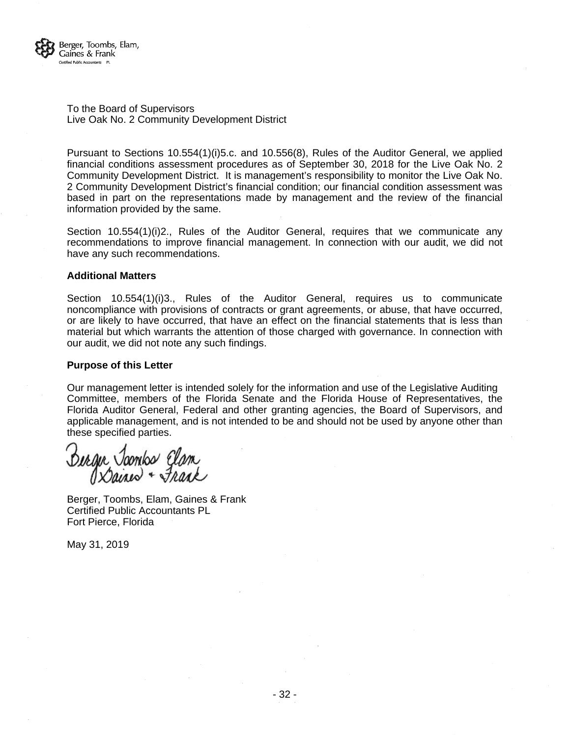Berger, Toombs, Elam, Gaines & Frank
Certified Public Accountants PL

To the Board of Supervisors
Live Oak No. 2 Community Development District

Pursuant to Sections 10.554(1)(i)5.c. and 10.556(8), Rules of the Auditor General, we applied financial conditions assessment procedures as of September 30, 2018 for the Live Oak No. 2 Community Development District. It is management's responsibility to monitor the Live Oak No. 2 Community Development District's financial condition; our financial condition assessment was based in part on the representations made by management and the review of the financial information provided by the same.

Section 10.554(1)(i)2., Rules of the Auditor General, requires that we communicate any recommendations to improve financial management. In connection with our audit, we did not have any such recommendations.

**Additional Matters**

Section 10.554(1)(i)3., Rules of the Auditor General, requires us to communicate noncompliance with provisions of contracts or grant agreements, or abuse, that have occurred, or are likely to have occurred, that have an effect on the financial statements that is less than material but which warrants the attention of those charged with governance. In connection with our audit, we did not note any such findings.

**Purpose of this Letter**

Our management letter is intended solely for the information and use of the Legislative Auditing Committee, members of the Florida Senate and the Florida House of Representatives, the Florida Auditor General, Federal and other granting agencies, the Board of Supervisors, and applicable management, and is not intended to be and should not be used by anyone other than these specified parties.

Berger Toombs Elam Gaines + Frank

Berger, Toombs, Elam, Gaines & Frank
Certified Public Accountants PL
Fort Pierce, Florida

May 31, 2019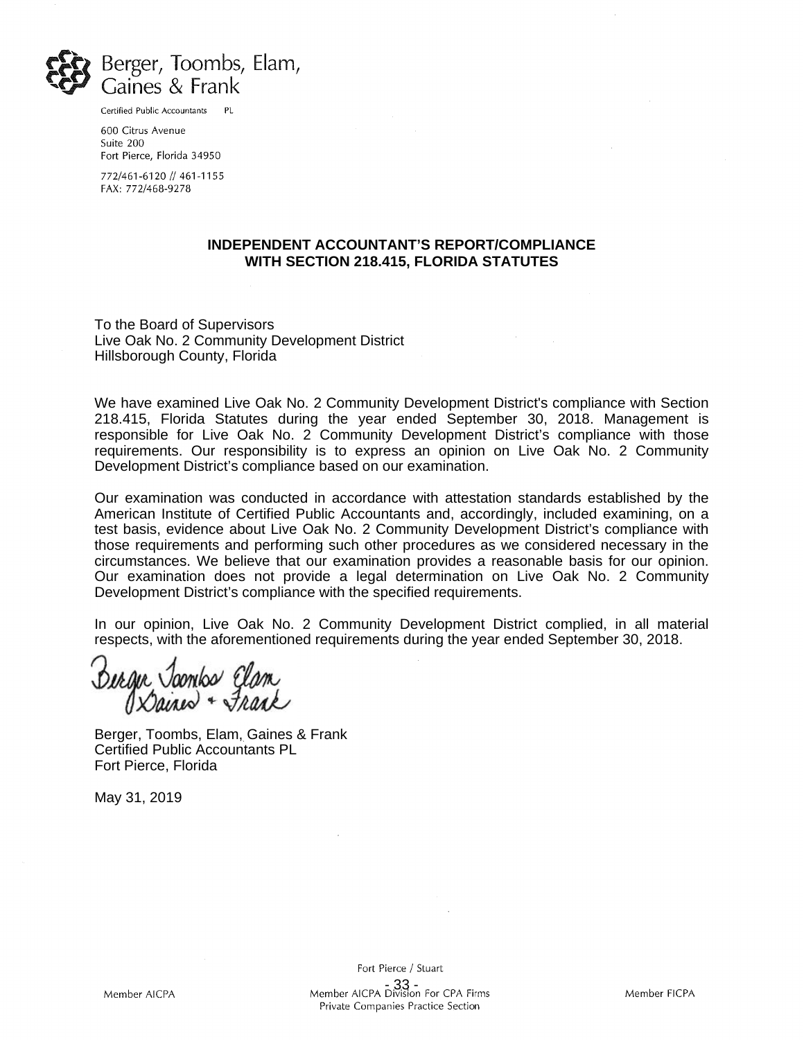Berger, Toombs, Elam, Gaines & Frank

Certified Public Accountants PL

600 Citrus Avenue
Suite 200
Fort Pierce, Florida 34950

772/461-6120 // 461-1155
FAX: 772/468-9278

**INDEPENDENT ACCOUNTANT'S REPORT/COMPLIANCE WITH SECTION 218.415, FLORIDA STATUTES**

To the Board of Supervisors
Live Oak No. 2 Community Development District
Hillsborough County, Florida

We have examined Live Oak No. 2 Community Development District's compliance with Section 218.415, Florida Statutes during the year ended September 30, 2018. Management is responsible for Live Oak No. 2 Community Development District's compliance with those requirements. Our responsibility is to express an opinion on Live Oak No. 2 Community Development District's compliance based on our examination.

Our examination was conducted in accordance with attestation standards established by the American Institute of Certified Public Accountants and, accordingly, included examining, on a test basis, evidence about Live Oak No. 2 Community Development District's compliance with those requirements and performing such other procedures as we considered necessary in the circumstances. We believe that our examination provides a reasonable basis for our opinion. Our examination does not provide a legal determination on Live Oak No. 2 Community Development District's compliance with the specified requirements.

In our opinion, Live Oak No. 2 Community Development District complied, in all material respects, with the aforementioned requirements during the year ended September 30, 2018.

Berger Toombs Elam Gaines + Frank

Berger, Toombs, Elam, Gaines & Frank
Certified Public Accountants PL
Fort Pierce, Florida

May 31, 2019

Fort Pierce / Stuart

Member AICPA | Member AICPA Division For CPA Firms Private Companies Practice Section | Member FICPA